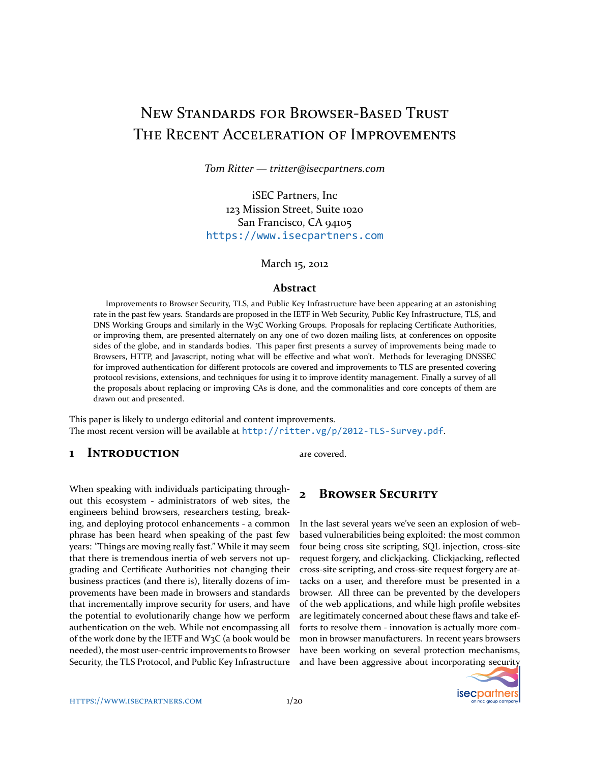# New Standards for Browser-Based Trust
# The Recent Acceleration of Improvements

*Tom Ritter — tritter@isecpartners.com*

iSEC Partners, Inc
123 Mission Street, Suite 1020
San Francisco, CA 94105
https://www.isecpartners.com

March 15, 2012

### Abstract

Improvements to Browser Security, TLS, and Public Key Infrastructure have been appearing at an astonishing rate in the past few years. Standards are proposed in the IETF in Web Security, Public Key Infrastructure, TLS, and DNS Working Groups and similarly in the W3C Working Groups. Proposals for replacing Certificate Authorities, or improving them, are presented alternately on any one of two dozen mailing lists, at conferences on opposite sides of the globe, and in standards bodies. This paper first presents a survey of improvements being made to Browsers, HTTP, and Javascript, noting what will be effective and what won't. Methods for leveraging DNSSEC for improved authentication for different protocols are covered and improvements to TLS are presented covering protocol revisions, extensions, and techniques for using it to improve identity management. Finally a survey of all the proposals about replacing or improving CAs is done, and the commonalities and core concepts of them are drawn out and presented.

This paper is likely to undergo editorial and content improvements.
The most recent version will be available at http://ritter.vg/p/2012-TLS-Survey.pdf.

## 1 Introduction

When speaking with individuals participating throughout this ecosystem - administrators of web sites, the engineers behind browsers, researchers testing, breaking, and deploying protocol enhancements - a common phrase has been heard when speaking of the past few years: "Things are moving really fast." While it may seem that there is tremendous inertia of web servers not upgrading and Certificate Authorities not changing their business practices (and there is), literally dozens of improvements have been made in browsers and standards that incrementally improve security for users, and have the potential to evolutionarily change how we perform authentication on the web. While not encompassing all of the work done by the IETF and W3C (a book would be needed), the most user-centric improvements to Browser Security, the TLS Protocol, and Public Key Infrastructure are covered.

## 2 Browser Security

In the last several years we've seen an explosion of web-based vulnerabilities being exploited: the most common four being cross site scripting, SQL injection, cross-site request forgery, and clickjacking. Clickjacking, reflected cross-site scripting, and cross-site request forgery are attacks on a user, and therefore must be presented in a browser. All three can be prevented by the developers of the web applications, and while high profile websites are legitimately concerned about these flaws and take efforts to resolve them - innovation is actually more common in browser manufacturers. In recent years browsers have been working on several protection mechanisms, and have been aggressive about incorporating security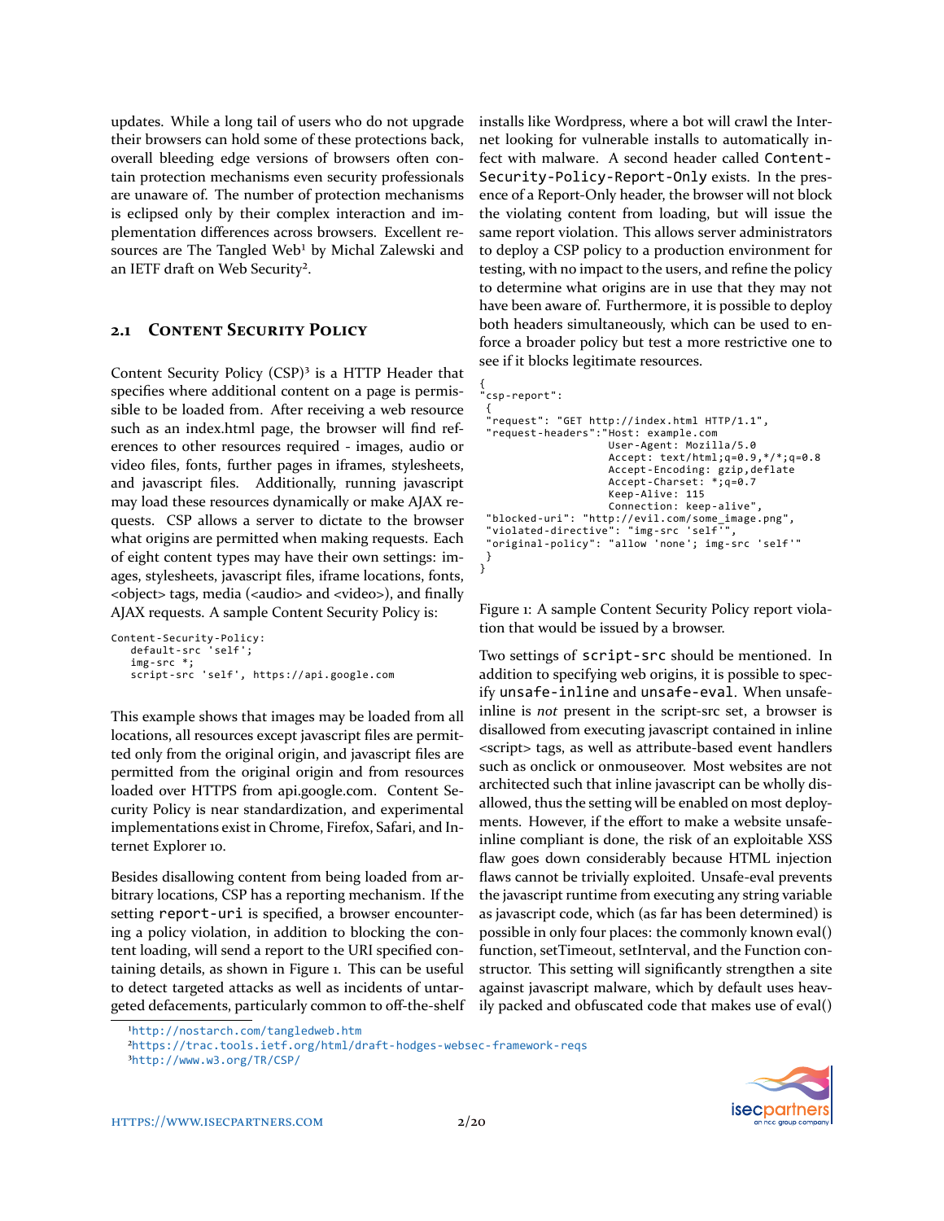updates. While a long tail of users who do not upgrade their browsers can hold some of these protections back, overall bleeding edge versions of browsers often contain protection mechanisms even security professionals are unaware of. The number of protection mechanisms is eclipsed only by their complex interaction and implementation differences across browsers. Excellent resources are The Tangled Web[1] by Michal Zalewski and an IETF draft on Web Security[2].

## 2.1 Content Security Policy

Content Security Policy (CSP)[3] is a HTTP Header that specifies where additional content on a page is permissible to be loaded from. After receiving a web resource such as an index.html page, the browser will find references to other resources required - images, audio or video files, fonts, further pages in iframes, stylesheets, and javascript files. Additionally, running javascript may load these resources dynamically or make AJAX requests. CSP allows a server to dictate to the browser what origins are permitted when making requests. Each of eight content types may have their own settings: images, stylesheets, javascript files, iframe locations, fonts, <object> tags, media (<audio> and <video>), and finally AJAX requests. A sample Content Security Policy is:

```
Content-Security-Policy:
   default-src 'self';
   img-src *;
   script-src 'self', https://api.google.com
```

This example shows that images may be loaded from all locations, all resources except javascript files are permitted only from the original origin, and javascript files are permitted from the original origin and from resources loaded over HTTPS from api.google.com. Content Security Policy is near standardization, and experimental implementations exist in Chrome, Firefox, Safari, and Internet Explorer 10.

Besides disallowing content from being loaded from arbitrary locations, CSP has a reporting mechanism. If the setting `report-uri` is specified, a browser encountering a policy violation, in addition to blocking the content loading, will send a report to the URI specified containing details, as shown in Figure 1. This can be useful to detect targeted attacks as well as incidents of untargeted defacements, particularly common to off-the-shelf installs like Wordpress, where a bot will crawl the Internet looking for vulnerable installs to automatically infect with malware. A second header called `Content-Security-Policy-Report-Only` exists. In the presence of a Report-Only header, the browser will not block the violating content from loading, but will issue the same report violation. This allows server administrators to deploy a CSP policy to a production environment for testing, with no impact to the users, and refine the policy to determine what origins are in use that they may not have been aware of. Furthermore, it is possible to deploy both headers simultaneously, which can be used to enforce a broader policy but test a more restrictive one to see if it blocks legitimate resources.

```
{
"csp-report":
 {
 "request": "GET http://index.html HTTP/1.1",
 "request-headers":"Host: example.com
                    User-Agent: Mozilla/5.0
                    Accept: text/html;q=0.9,*/*;q=0.8
                    Accept-Encoding: gzip,deflate
                    Accept-Charset: *;q=0.7
                    Keep-Alive: 115
                    Connection: keep-alive",
 "blocked-uri": "http://evil.com/some_image.png",
 "violated-directive": "img-src 'self'",
 "original-policy": "allow 'none'; img-src 'self'"
 }
}
```

Figure 1: A sample Content Security Policy report violation that would be issued by a browser.

Two settings of `script-src` should be mentioned. In addition to specifying web origins, it is possible to specify `unsafe-inline` and `unsafe-eval`. When unsafe-inline is *not* present in the script-src set, a browser is disallowed from executing javascript contained in inline <script> tags, as well as attribute-based event handlers such as onclick or onmouseover. Most websites are not architected such that inline javascript can be wholly disallowed, thus the setting will be enabled on most deployments. However, if the effort to make a website unsafe-inline compliant is done, the risk of an exploitable XSS flaw goes down considerably because HTML injection flaws cannot be trivially exploited. Unsafe-eval prevents the javascript runtime from executing any string variable as javascript code, which (as far has been determined) is possible in only four places: the commonly known eval() function, setTimeout, setInterval, and the Function constructor. This setting will significantly strengthen a site against javascript malware, which by default uses heavily packed and obfuscated code that makes use of eval()

[1] http://nostarch.com/tangledweb.htm
[2] https://trac.tools.ietf.org/html/draft-hodges-websec-framework-reqs
[3] http://www.w3.org/TR/CSP/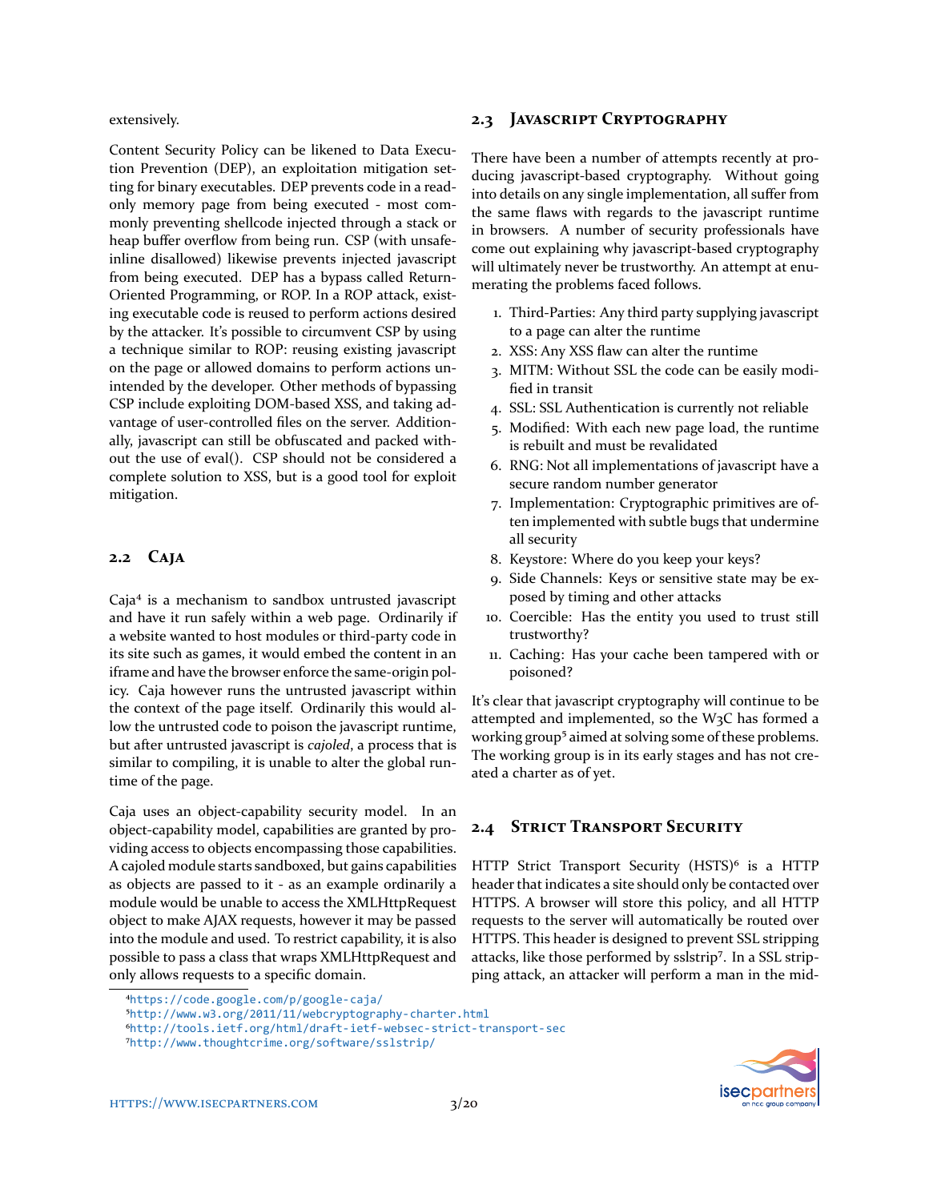extensively.

Content Security Policy can be likened to Data Execution Prevention (DEP), an exploitation mitigation setting for binary executables. DEP prevents code in a read-only memory page from being executed - most commonly preventing shellcode injected through a stack or heap buffer overflow from being run. CSP (with unsafe-inline disallowed) likewise prevents injected javascript from being executed. DEP has a bypass called Return-Oriented Programming, or ROP. In a ROP attack, existing executable code is reused to perform actions desired by the attacker. It's possible to circumvent CSP by using a technique similar to ROP: reusing existing javascript on the page or allowed domains to perform actions unintended by the developer. Other methods of bypassing CSP include exploiting DOM-based XSS, and taking advantage of user-controlled files on the server. Additionally, javascript can still be obfuscated and packed without the use of eval(). CSP should not be considered a complete solution to XSS, but is a good tool for exploit mitigation.

## 2.2 Caja

Caja[4] is a mechanism to sandbox untrusted javascript and have it run safely within a web page. Ordinarily if a website wanted to host modules or third-party code in its site such as games, it would embed the content in an iframe and have the browser enforce the same-origin policy. Caja however runs the untrusted javascript within the context of the page itself. Ordinarily this would allow the untrusted code to poison the javascript runtime, but after untrusted javascript is *cajoled*, a process that is similar to compiling, it is unable to alter the global runtime of the page.

Caja uses an object-capability security model. In an object-capability model, capabilities are granted by providing access to objects encompassing those capabilities. A cajoled module starts sandboxed, but gains capabilities as objects are passed to it - as an example ordinarily a module would be unable to access the XMLHttpRequest object to make AJAX requests, however it may be passed into the module and used. To restrict capability, it is also possible to pass a class that wraps XMLHttpRequest and only allows requests to a specific domain.

## 2.3 Javascript Cryptography

There have been a number of attempts recently at producing javascript-based cryptography. Without going into details on any single implementation, all suffer from the same flaws with regards to the javascript runtime in browsers. A number of security professionals have come out explaining why javascript-based cryptography will ultimately never be trustworthy. An attempt at enumerating the problems faced follows.

1. Third-Parties: Any third party supplying javascript to a page can alter the runtime
2. XSS: Any XSS flaw can alter the runtime
3. MITM: Without SSL the code can be easily modified in transit
4. SSL: SSL Authentication is currently not reliable
5. Modified: With each new page load, the runtime is rebuilt and must be revalidated
6. RNG: Not all implementations of javascript have a secure random number generator
7. Implementation: Cryptographic primitives are often implemented with subtle bugs that undermine all security
8. Keystore: Where do you keep your keys?
9. Side Channels: Keys or sensitive state may be exposed by timing and other attacks
10. Coercible: Has the entity you used to trust still trustworthy?
11. Caching: Has your cache been tampered with or poisoned?

It's clear that javascript cryptography will continue to be attempted and implemented, so the W3C has formed a working group[5] aimed at solving some of these problems. The working group is in its early stages and has not created a charter as of yet.

## 2.4 Strict Transport Security

HTTP Strict Transport Security (HSTS)[6] is a HTTP header that indicates a site should only be contacted over HTTPS. A browser will store this policy, and all HTTP requests to the server will automatically be routed over HTTPS. This header is designed to prevent SSL stripping attacks, like those performed by sslstrip[7]. In a SSL stripping attack, an attacker will perform a man in the mid-

[4] https://code.google.com/p/google-caja/
[5] http://www.w3.org/2011/11/webcryptography-charter.html
[6] http://tools.ietf.org/html/draft-ietf-websec-strict-transport-sec
[7] http://www.thoughtcrime.org/software/sslstrip/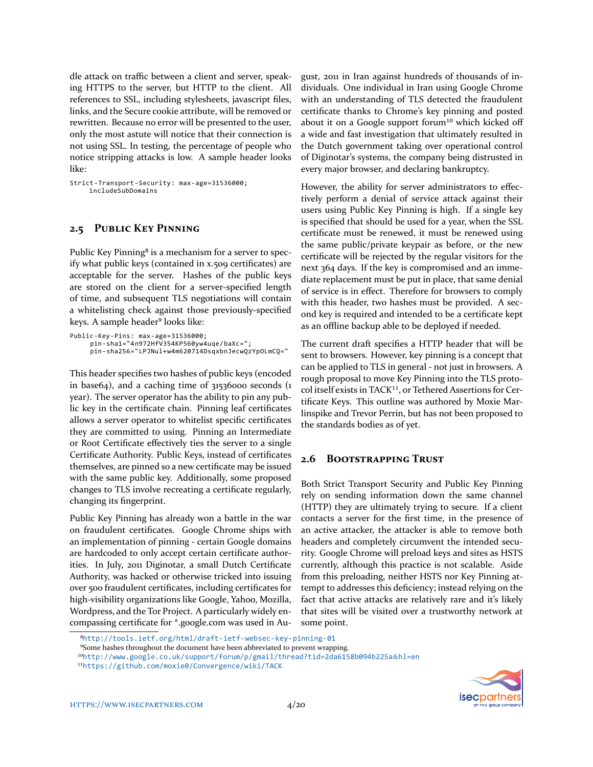dle attack on traffic between a client and server, speaking HTTPS to the server, but HTTP to the client. All references to SSL, including stylesheets, javascript files, links, and the Secure cookie attribute, will be removed or rewritten. Because no error will be presented to the user, only the most astute will notice that their connection is not using SSL. In testing, the percentage of people who notice stripping attacks is low. A sample header looks like:

```
Strict-Transport-Security: max-age=31536000;
     includeSubDomains
```

## 2.5 Public Key Pinning

Public Key Pinning[8] is a mechanism for a server to specify what public keys (contained in x.509 certificates) are acceptable for the server. Hashes of the public keys are stored on the client for a server-specified length of time, and subsequent TLS negotiations will contain a whitelisting check against those previously-specified keys. A sample header[9] looks like:

```
Public-Key-Pins: max-age=31536000;
     pin-sha1="4n972HfV354KP560yw4uqe/baXc=";
     pin-sha256="LPJNul+w4m620714DsqxbnJecwQzYpOLmCQ="
```

This header specifies two hashes of public keys (encoded in base64), and a caching time of 31536000 seconds (1 year). The server operator has the ability to pin any public key in the certificate chain. Pinning leaf certificates allows a server operator to whitelist specific certificates they are committed to using. Pinning an Intermediate or Root Certificate effectively ties the server to a single Certificate Authority. Public Keys, instead of certificates themselves, are pinned so a new certificate may be issued with the same public key. Additionally, some proposed changes to TLS involve recreating a certificate regularly, changing its fingerprint.

Public Key Pinning has already won a battle in the war on fraudulent certificates. Google Chrome ships with an implementation of pinning - certain Google domains are hardcoded to only accept certain certificate authorities. In July, 2011 Diginotar, a small Dutch Certificate Authority, was hacked or otherwise tricked into issuing over 500 fraudulent certificates, including certificates for high-visibility organizations like Google, Yahoo, Mozilla, Wordpress, and the Tor Project. A particularly widely encompassing certificate for *.google.com was used in August, 2011 in Iran against hundreds of thousands of individuals. One individual in Iran using Google Chrome with an understanding of TLS detected the fraudulent certificate thanks to Chrome's key pinning and posted about it on a Google support forum[10] which kicked off a wide and fast investigation that ultimately resulted in the Dutch government taking over operational control of Diginotar's systems, the company being distrusted in every major browser, and declaring bankruptcy.

However, the ability for server administrators to effectively perform a denial of service attack against their users using Public Key Pinning is high. If a single key is specified that should be used for a year, when the SSL certificate must be renewed, it must be renewed using the same public/private keypair as before, or the new certificate will be rejected by the regular visitors for the next 364 days. If the key is compromised and an immediate replacement must be put in place, that same denial of service is in effect. Therefore for browsers to comply with this header, two hashes must be provided. A second key is required and intended to be a certificate kept as an offline backup able to be deployed if needed.

The current draft specifies a HTTP header that will be sent to browsers. However, key pinning is a concept that can be applied to TLS in general - not just in browsers. A rough proposal to move Key Pinning into the TLS protocol itself exists in TACK[11], or Tethered Assertions for Certificate Keys. This outline was authored by Moxie Marlinspike and Trevor Perrin, but has not been proposed to the standards bodies as of yet.

## 2.6 Bootstrapping Trust

Both Strict Transport Security and Public Key Pinning rely on sending information down the same channel (HTTP) they are ultimately trying to secure. If a client contacts a server for the first time, in the presence of an active attacker, the attacker is able to remove both headers and completely circumvent the intended security. Google Chrome will preload keys and sites as HSTS currently, although this practice is not scalable. Aside from this preloading, neither HSTS nor Key Pinning attempt to addresses this deficiency; instead relying on the fact that active attacks are relatively rare and it's likely that sites will be visited over a trustworthy network at some point.

---

[8] http://tools.ietf.org/html/draft-ietf-websec-key-pinning-01

[9] Some hashes throughout the document have been abbreviated to prevent wrapping.

[10] http://www.google.co.uk/support/forum/p/gmail/thread?tid=2da6158b094b225a&hl=en

[11] https://github.com/moxie0/Convergence/wiki/TACK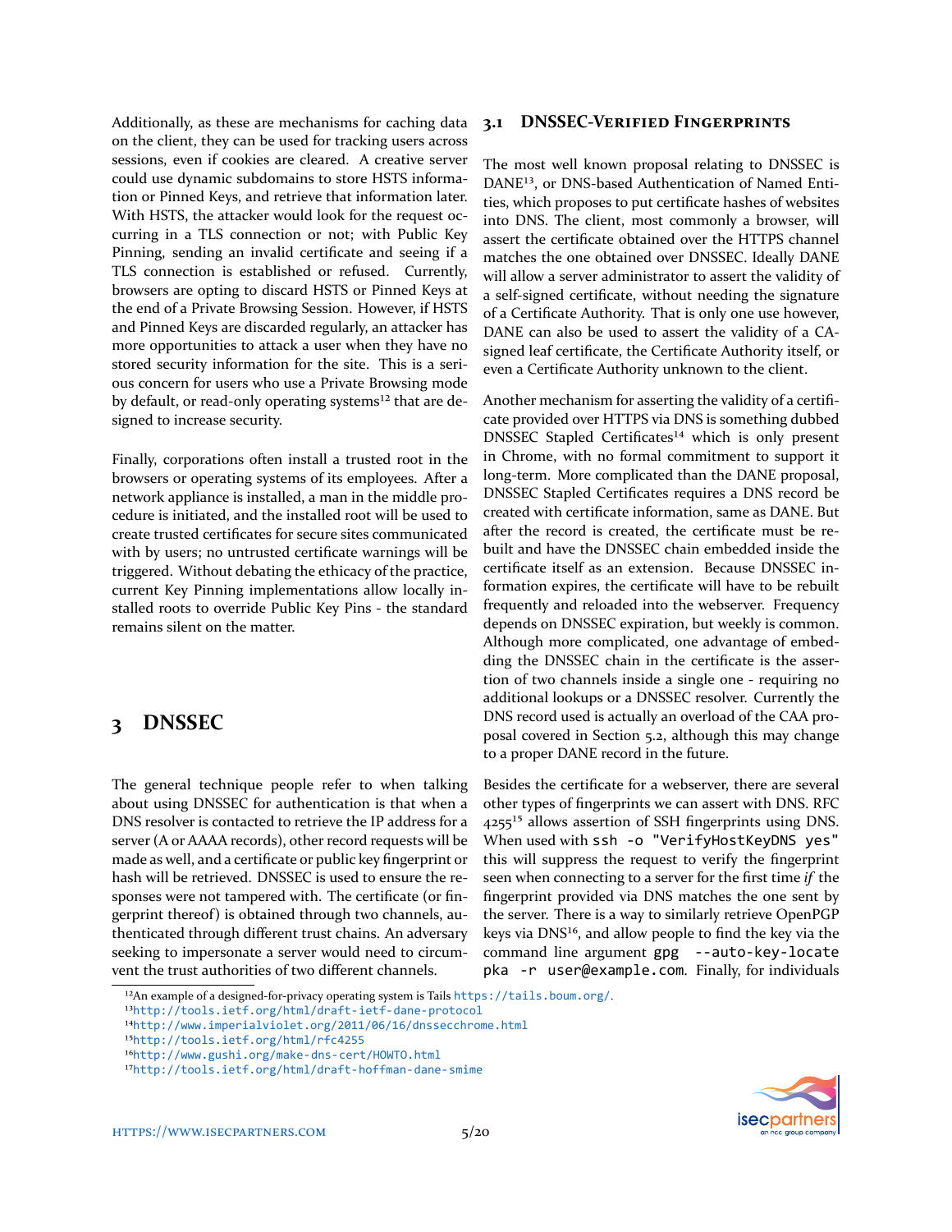Additionally, as these are mechanisms for caching data on the client, they can be used for tracking users across sessions, even if cookies are cleared. A creative server could use dynamic subdomains to store HSTS information or Pinned Keys, and retrieve that information later. With HSTS, the attacker would look for the request occurring in a TLS connection or not; with Public Key Pinning, sending an invalid certificate and seeing if a TLS connection is established or refused. Currently, browsers are opting to discard HSTS or Pinned Keys at the end of a Private Browsing Session. However, if HSTS and Pinned Keys are discarded regularly, an attacker has more opportunities to attack a user when they have no stored security information for the site. This is a serious concern for users who use a Private Browsing mode by default, or read-only operating systems[12] that are designed to increase security.

Finally, corporations often install a trusted root in the browsers or operating systems of its employees. After a network appliance is installed, a man in the middle procedure is initiated, and the installed root will be used to create trusted certificates for secure sites communicated with by users; no untrusted certificate warnings will be triggered. Without debating the ethicacy of the practice, current Key Pinning implementations allow locally installed roots to override Public Key Pins - the standard remains silent on the matter.

# 3 DNSSEC

The general technique people refer to when talking about using DNSSEC for authentication is that when a DNS resolver is contacted to retrieve the IP address for a server (A or AAAA records), other record requests will be made as well, and a certificate or public key fingerprint or hash will be retrieved. DNSSEC is used to ensure the responses were not tampered with. The certificate (or fingerprint thereof) is obtained through two channels, authenticated through different trust chains. An adversary seeking to impersonate a server would need to circumvent the trust authorities of two different channels.

## 3.1 DNSSEC-Verified Fingerprints

The most well known proposal relating to DNSSEC is DANE[13], or DNS-based Authentication of Named Entities, which proposes to put certificate hashes of websites into DNS. The client, most commonly a browser, will assert the certificate obtained over the HTTPS channel matches the one obtained over DNSSEC. Ideally DANE will allow a server administrator to assert the validity of a self-signed certificate, without needing the signature of a Certificate Authority. That is only one use however, DANE can also be used to assert the validity of a CA-signed leaf certificate, the Certificate Authority itself, or even a Certificate Authority unknown to the client.

Another mechanism for asserting the validity of a certificate provided over HTTPS via DNS is something dubbed DNSSEC Stapled Certificates[14] which is only present in Chrome, with no formal commitment to support it long-term. More complicated than the DANE proposal, DNSSEC Stapled Certificates requires a DNS record be created with certificate information, same as DANE. But after the record is created, the certificate must be rebuilt and have the DNSSEC chain embedded inside the certificate itself as an extension. Because DNSSEC information expires, the certificate will have to be rebuilt frequently and reloaded into the webserver. Frequency depends on DNSSEC expiration, but weekly is common. Although more complicated, one advantage of embedding the DNSSEC chain in the certificate is the assertion of two channels inside a single one - requiring no additional lookups or a DNSSEC resolver. Currently the DNS record used is actually an overload of the CAA proposal covered in Section 5.2, although this may change to a proper DANE record in the future.

Besides the certificate for a webserver, there are several other types of fingerprints we can assert with DNS. RFC 4255[15] allows assertion of SSH fingerprints using DNS. When used with `ssh -o "VerifyHostKeyDNS yes"` this will suppress the request to verify the fingerprint seen when connecting to a server for the first time *if* the fingerprint provided via DNS matches the one sent by the server. There is a way to similarly retrieve OpenPGP keys via DNS[16], and allow people to find the key via the command line argument `gpg --auto-key-locate pka -r user@example.com`. Finally, for individuals

[12] An example of a designed-for-privacy operating system is Tails https://tails.boum.org/.
[13] http://tools.ietf.org/html/draft-ietf-dane-protocol
[14] http://www.imperialviolet.org/2011/06/16/dnssecchrome.html
[15] http://tools.ietf.org/html/rfc4255
[16] http://www.gushi.org/make-dns-cert/HOWTO.html
[17] http://tools.ietf.org/html/draft-hoffman-dane-smime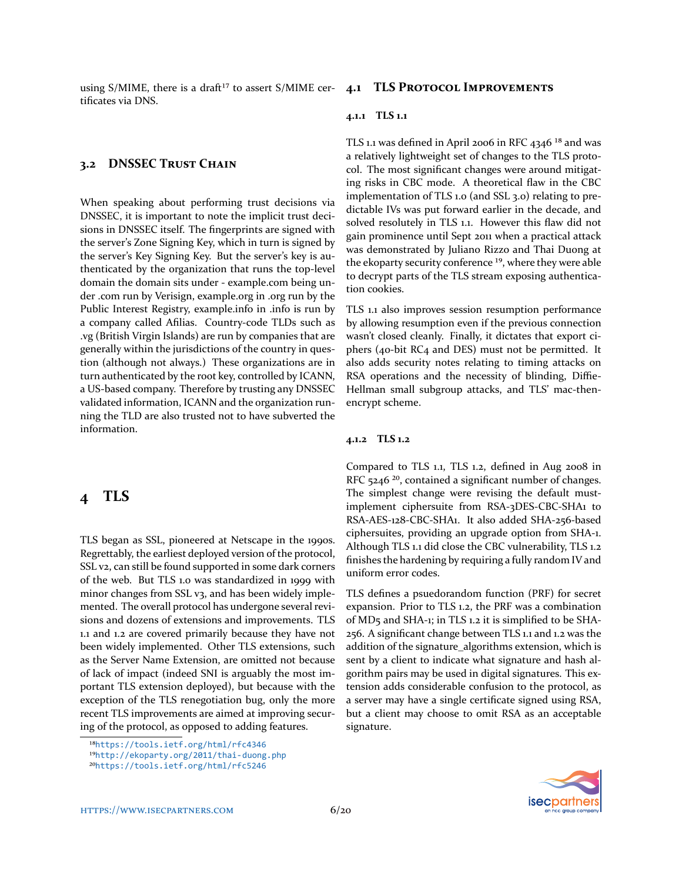using S/MIME, there is a draft[17] to assert S/MIME certificates via DNS.

## 3.2 DNSSEC Trust Chain

When speaking about performing trust decisions via DNSSEC, it is important to note the implicit trust decisions in DNSSEC itself. The fingerprints are signed with the server's Zone Signing Key, which in turn is signed by the server's Key Signing Key. But the server's key is authenticated by the organization that runs the top-level domain the domain sits under - example.com being under .com run by Verisign, example.org in .org run by the Public Interest Registry, example.info in .info is run by a company called Afilias. Country-code TLDs such as .vg (British Virgin Islands) are run by companies that are generally within the jurisdictions of the country in question (although not always.) These organizations are in turn authenticated by the root key, controlled by ICANN, a US-based company. Therefore by trusting any DNSSEC validated information, ICANN and the organization running the TLD are also trusted not to have subverted the information.

# 4 TLS

TLS began as SSL, pioneered at Netscape in the 1990s. Regrettably, the earliest deployed version of the protocol, SSL v2, can still be found supported in some dark corners of the web. But TLS 1.0 was standardized in 1999 with minor changes from SSL v3, and has been widely implemented. The overall protocol has undergone several revisions and dozens of extensions and improvements. TLS 1.1 and 1.2 are covered primarily because they have not been widely implemented. Other TLS extensions, such as the Server Name Extension, are omitted not because of lack of impact (indeed SNI is arguably the most important TLS extension deployed), but because with the exception of the TLS renegotiation bug, only the more recent TLS improvements are aimed at improving securing of the protocol, as opposed to adding features.

## 4.1 TLS Protocol Improvements

### 4.1.1 TLS 1.1

TLS 1.1 was defined in April 2006 in RFC 4346 [18] and was a relatively lightweight set of changes to the TLS protocol. The most significant changes were around mitigating risks in CBC mode. A theoretical flaw in the CBC implementation of TLS 1.0 (and SSL 3.0) relating to predictable IVs was put forward earlier in the decade, and solved resolutely in TLS 1.1. However this flaw did not gain prominence until Sept 2011 when a practical attack was demonstrated by Juliano Rizzo and Thai Duong at the ekoparty security conference [19], where they were able to decrypt parts of the TLS stream exposing authentication cookies.

TLS 1.1 also improves session resumption performance by allowing resumption even if the previous connection wasn't closed cleanly. Finally, it dictates that export ciphers (40-bit RC4 and DES) must not be permitted. It also adds security notes relating to timing attacks on RSA operations and the necessity of blinding, Diffie-Hellman small subgroup attacks, and TLS' mac-then-encrypt scheme.

### 4.1.2 TLS 1.2

Compared to TLS 1.1, TLS 1.2, defined in Aug 2008 in RFC 5246 [20], contained a significant number of changes. The simplest change were revising the default must-implement ciphersuite from RSA-3DES-CBC-SHA1 to RSA-AES-128-CBC-SHA1. It also added SHA-256-based ciphersuites, providing an upgrade option from SHA-1. Although TLS 1.1 did close the CBC vulnerability, TLS 1.2 finishes the hardening by requiring a fully random IV and uniform error codes.

TLS defines a psuedorandom function (PRF) for secret expansion. Prior to TLS 1.2, the PRF was a combination of MD5 and SHA-1; in TLS 1.2 it is simplified to be SHA-256. A significant change between TLS 1.1 and 1.2 was the addition of the signature_algorithms extension, which is sent by a client to indicate what signature and hash algorithm pairs may be used in digital signatures. This extension adds considerable confusion to the protocol, as a server may have a single certificate signed using RSA, but a client may choose to omit RSA as an acceptable signature.

[18] https://tools.ietf.org/html/rfc4346
[19] http://ekoparty.org/2011/thai-duong.php
[20] https://tools.ietf.org/html/rfc5246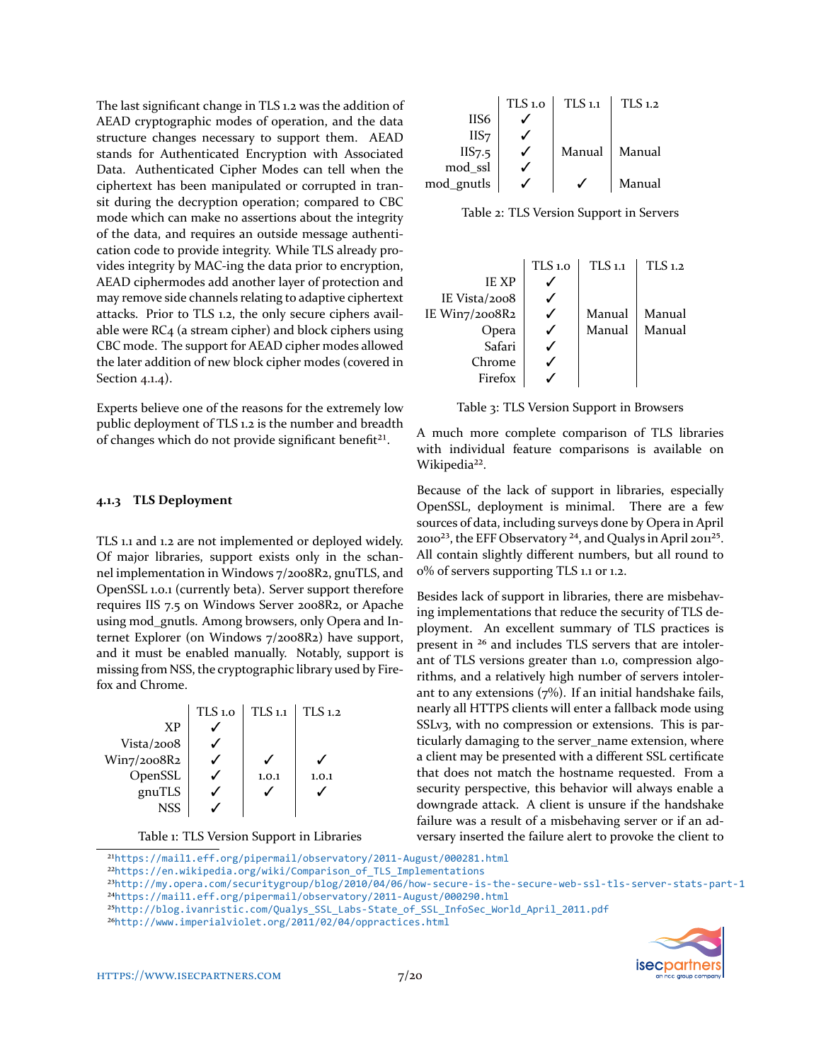The last significant change in TLS 1.2 was the addition of AEAD cryptographic modes of operation, and the data structure changes necessary to support them. AEAD stands for Authenticated Encryption with Associated Data. Authenticated Cipher Modes can tell when the ciphertext has been manipulated or corrupted in transit during the decryption operation; compared to CBC mode which can make no assertions about the integrity of the data, and requires an outside message authentication code to provide integrity. While TLS already provides integrity by MAC-ing the data prior to encryption, AEAD ciphermodes add another layer of protection and may remove side channels relating to adaptive ciphertext attacks. Prior to TLS 1.2, the only secure ciphers available were RC4 (a stream cipher) and block ciphers using CBC mode. The support for AEAD cipher modes allowed the later addition of new block cipher modes (covered in Section 4.1.4).

Experts believe one of the reasons for the extremely low public deployment of TLS 1.2 is the number and breadth of changes which do not provide significant benefit[21].

### 4.1.3 TLS Deployment

TLS 1.1 and 1.2 are not implemented or deployed widely. Of major libraries, support exists only in the schannel implementation in Windows 7/2008R2, gnuTLS, and OpenSSL 1.0.1 (currently beta). Server support therefore requires IIS 7.5 on Windows Server 2008R2, or Apache using mod_gnutls. Among browsers, only Opera and Internet Explorer (on Windows 7/2008R2) have support, and it must be enabled manually. Notably, support is missing from NSS, the cryptographic library used by Firefox and Chrome.

| | TLS 1.0 | TLS 1.1 | TLS 1.2 |
|---|---|---|---|
| XP | ✓ | | |
| Vista/2008 | ✓ | | |
| Win7/2008R2 | ✓ | ✓ | ✓ |
| OpenSSL | ✓ | 1.0.1 | 1.0.1 |
| gnuTLS | ✓ | ✓ | ✓ |
| NSS | ✓ | | |

Table 1: TLS Version Support in Libraries

| | TLS 1.0 | TLS 1.1 | TLS 1.2 |
|---|---|---|---|
| IIS6 | ✓ | | |
| IIS7 | ✓ | | |
| IIS7.5 | ✓ | Manual | Manual |
| mod_ssl | ✓ | | |
| mod_gnutls | ✓ | ✓ | Manual |

Table 2: TLS Version Support in Servers

| | TLS 1.0 | TLS 1.1 | TLS 1.2 |
|---|---|---|---|
| IE XP | ✓ | | |
| IE Vista/2008 | ✓ | | |
| IE Win7/2008R2 | ✓ | Manual | Manual |
| Opera | ✓ | Manual | Manual |
| Safari | ✓ | | |
| Chrome | ✓ | | |
| Firefox | ✓ | | |

Table 3: TLS Version Support in Browsers

A much more complete comparison of TLS libraries with individual feature comparisons is available on Wikipedia[22].

Because of the lack of support in libraries, especially OpenSSL, deployment is minimal. There are a few sources of data, including surveys done by Opera in April 2010[23], the EFF Observatory [24], and Qualys in April 2011[25]. All contain slightly different numbers, but all round to 0% of servers supporting TLS 1.1 or 1.2.

Besides lack of support in libraries, there are misbehaving implementations that reduce the security of TLS deployment. An excellent summary of TLS practices is present in [26] and includes TLS servers that are intolerant of TLS versions greater than 1.0, compression algorithms, and a relatively high number of servers intolerant to any extensions (7%). If an initial handshake fails, nearly all HTTPS clients will enter a fallback mode using SSLv3, with no compression or extensions. This is particularly damaging to the server_name extension, where a client may be presented with a different SSL certificate that does not match the hostname requested. From a security perspective, this behavior will always enable a downgrade attack. A client is unsure if the handshake failure was a result of a misbehaving server or if an adversary inserted the failure alert to provoke the client to

[21] https://mail1.eff.org/pipermail/observatory/2011-August/000281.html
[22] https://en.wikipedia.org/wiki/Comparison_of_TLS_Implementations
[23] http://my.opera.com/securitygroup/blog/2010/04/06/how-secure-is-the-secure-web-ssl-tls-server-stats-part-1
[24] https://mail1.eff.org/pipermail/observatory/2011-August/000290.html
[25] http://blog.ivanristic.com/Qualys_SSL_Labs-State_of_SSL_InfoSec_World_April_2011.pdf
[26] http://www.imperialviolet.org/2011/02/04/oppractices.html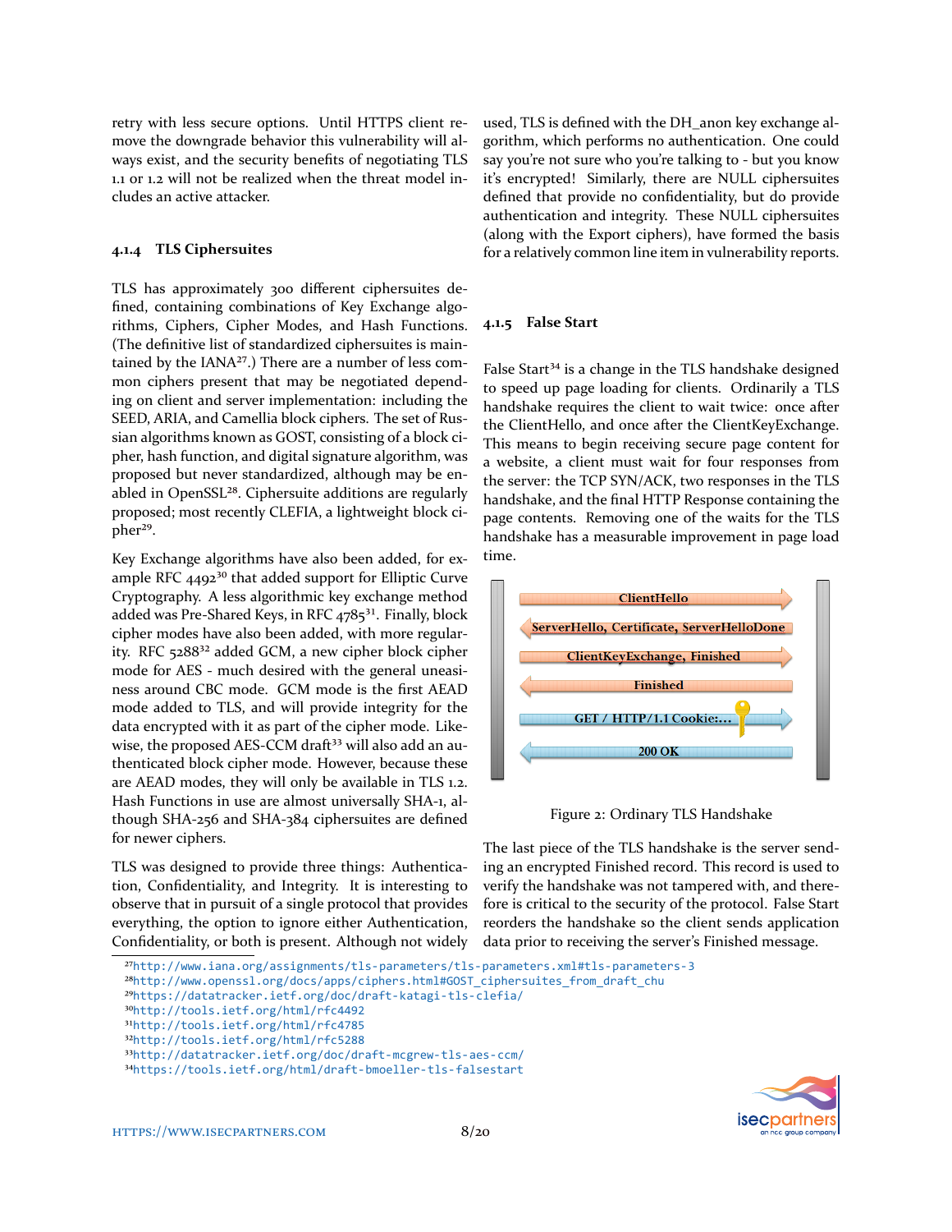retry with less secure options. Until HTTPS client remove the downgrade behavior this vulnerability will always exist, and the security benefits of negotiating TLS 1.1 or 1.2 will not be realized when the threat model includes an active attacker.

#### 4.1.4 TLS Ciphersuites

TLS has approximately 300 different ciphersuites defined, containing combinations of Key Exchange algorithms, Ciphers, Cipher Modes, and Hash Functions. (The definitive list of standardized ciphersuites is maintained by the IANA[27].) There are a number of less common ciphers present that may be negotiated depending on client and server implementation: including the SEED, ARIA, and Camellia block ciphers. The set of Russian algorithms known as GOST, consisting of a block cipher, hash function, and digital signature algorithm, was proposed but never standardized, although may be enabled in OpenSSL[28]. Ciphersuite additions are regularly proposed; most recently CLEFIA, a lightweight block cipher[29].

Key Exchange algorithms have also been added, for example RFC 4492[30] that added support for Elliptic Curve Cryptography. A less algorithmic key exchange method added was Pre-Shared Keys, in RFC 4785[31]. Finally, block cipher modes have also been added, with more regularity. RFC 5288[32] added GCM, a new cipher block cipher mode for AES - much desired with the general uneasiness around CBC mode. GCM mode is the first AEAD mode added to TLS, and will provide integrity for the data encrypted with it as part of the cipher mode. Likewise, the proposed AES-CCM draft[33] will also add an authenticated block cipher mode. However, because these are AEAD modes, they will only be available in TLS 1.2. Hash Functions in use are almost universally SHA-1, although SHA-256 and SHA-384 ciphersuites are defined for newer ciphers.

TLS was designed to provide three things: Authentication, Confidentiality, and Integrity. It is interesting to observe that in pursuit of a single protocol that provides everything, the option to ignore either Authentication, Confidentiality, or both is present. Although not widely used, TLS is defined with the DH_anon key exchange algorithm, which performs no authentication. One could say you're not sure who you're talking to - but you know it's encrypted! Similarly, there are NULL ciphersuites defined that provide no confidentiality, but do provide authentication and integrity. These NULL ciphersuites (along with the Export ciphers), have formed the basis for a relatively common line item in vulnerability reports.

#### 4.1.5 False Start

False Start[34] is a change in the TLS handshake designed to speed up page loading for clients. Ordinarily a TLS handshake requires the client to wait twice: once after the ClientHello, and once after the ClientKeyExchange. This means to begin receiving secure page content for a website, a client must wait for four responses from the server: the TCP SYN/ACK, two responses in the TLS handshake, and the final HTTP Response containing the page contents. Removing one of the waits for the TLS handshake has a measurable improvement in page load time.

ClientHello →
← ServerHello, Certificate, ServerHelloDone
ClientKeyExchange, Finished →
← Finished
GET / HTTP/1.1 Cookie:... →
← 200 OK

Figure 2: Ordinary TLS Handshake

The last piece of the TLS handshake is the server sending an encrypted Finished record. This record is used to verify the handshake was not tampered with, and therefore is critical to the security of the protocol. False Start reorders the handshake so the client sends application data prior to receiving the server's Finished message.

---

[27] http://www.iana.org/assignments/tls-parameters/tls-parameters.xml#tls-parameters-3
[28] http://www.openssl.org/docs/apps/ciphers.html#GOST_ciphersuites_from_draft_chu
[29] https://datatracker.ietf.org/doc/draft-katagi-tls-clefia/
[30] http://tools.ietf.org/html/rfc4492
[31] http://tools.ietf.org/html/rfc4785
[32] http://tools.ietf.org/html/rfc5288
[33] http://datatracker.ietf.org/doc/draft-mcgrew-tls-aes-ccm/
[34] https://tools.ietf.org/html/draft-bmoeller-tls-falsestart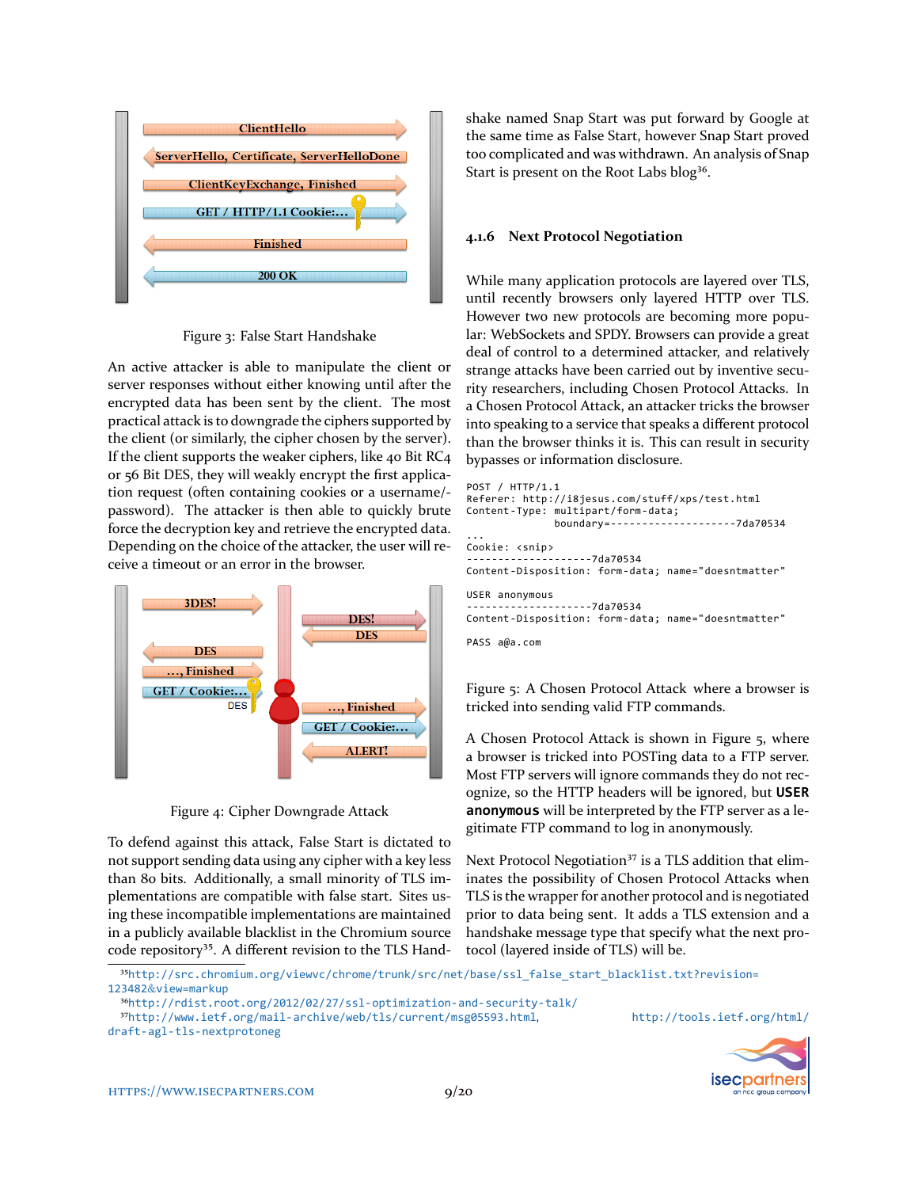Figure 3: False Start Handshake

An active attacker is able to manipulate the client or server responses without either knowing until after the encrypted data has been sent by the client. The most practical attack is to downgrade the ciphers supported by the client (or similarly, the cipher chosen by the server). If the client supports the weaker ciphers, like 40 Bit RC4 or 56 Bit DES, they will weakly encrypt the first application request (often containing cookies or a username/-password). The attacker is then able to quickly brute force the decryption key and retrieve the encrypted data. Depending on the choice of the attacker, the user will receive a timeout or an error in the browser.

Figure 4: Cipher Downgrade Attack

To defend against this attack, False Start is dictated to not support sending data using any cipher with a key less than 80 bits. Additionally, a small minority of TLS implementations are compatible with false start. Sites using these incompatible implementations are maintained in a publicly available blacklist in the Chromium source code repository[35]. A different revision to the TLS Handshake named Snap Start was put forward by Google at the same time as False Start, however Snap Start proved too complicated and was withdrawn. An analysis of Snap Start is present on the Root Labs blog[36].

### 4.1.6 Next Protocol Negotiation

While many application protocols are layered over TLS, until recently browsers only layered HTTP over TLS. However two new protocols are becoming more popular: WebSockets and SPDY. Browsers can provide a great deal of control to a determined attacker, and relatively strange attacks have been carried out by inventive security researchers, including Chosen Protocol Attacks. In a Chosen Protocol Attack, an attacker tricks the browser into speaking to a service that speaks a different protocol than the browser thinks it is. This can result in security bypasses or information disclosure.

```
POST / HTTP/1.1
Referer: http://i8jesus.com/stuff/xps/test.html
Content-Type: multipart/form-data;
              boundary=--------------------7da70534
...
Cookie: <snip>
--------------------7da70534
Content-Disposition: form-data; name="doesntmatter"

USER anonymous
--------------------7da70534
Content-Disposition: form-data; name="doesntmatter"

PASS a@a.com
```

Figure 5: A Chosen Protocol Attack where a browser is tricked into sending valid FTP commands.

A Chosen Protocol Attack is shown in Figure 5, where a browser is tricked into POSTing data to a FTP server. Most FTP servers will ignore commands they do not recognize, so the HTTP headers will be ignored, but **USER anonymous** will be interpreted by the FTP server as a legitimate FTP command to log in anonymously.

Next Protocol Negotiation[37] is a TLS addition that eliminates the possibility of Chosen Protocol Attacks when TLS is the wrapper for another protocol and is negotiated prior to data being sent. It adds a TLS extension and a handshake message type that specify what the next protocol (layered inside of TLS) will be.

---

[35] http://src.chromium.org/viewvc/chrome/trunk/src/net/base/ssl_false_start_blacklist.txt?revision=123482&view=markup

[36] http://rdist.root.org/2012/02/27/ssl-optimization-and-security-talk/

[37] http://www.ietf.org/mail-archive/web/tls/current/msg05593.html, http://tools.ietf.org/html/draft-agl-tls-nextprotoneg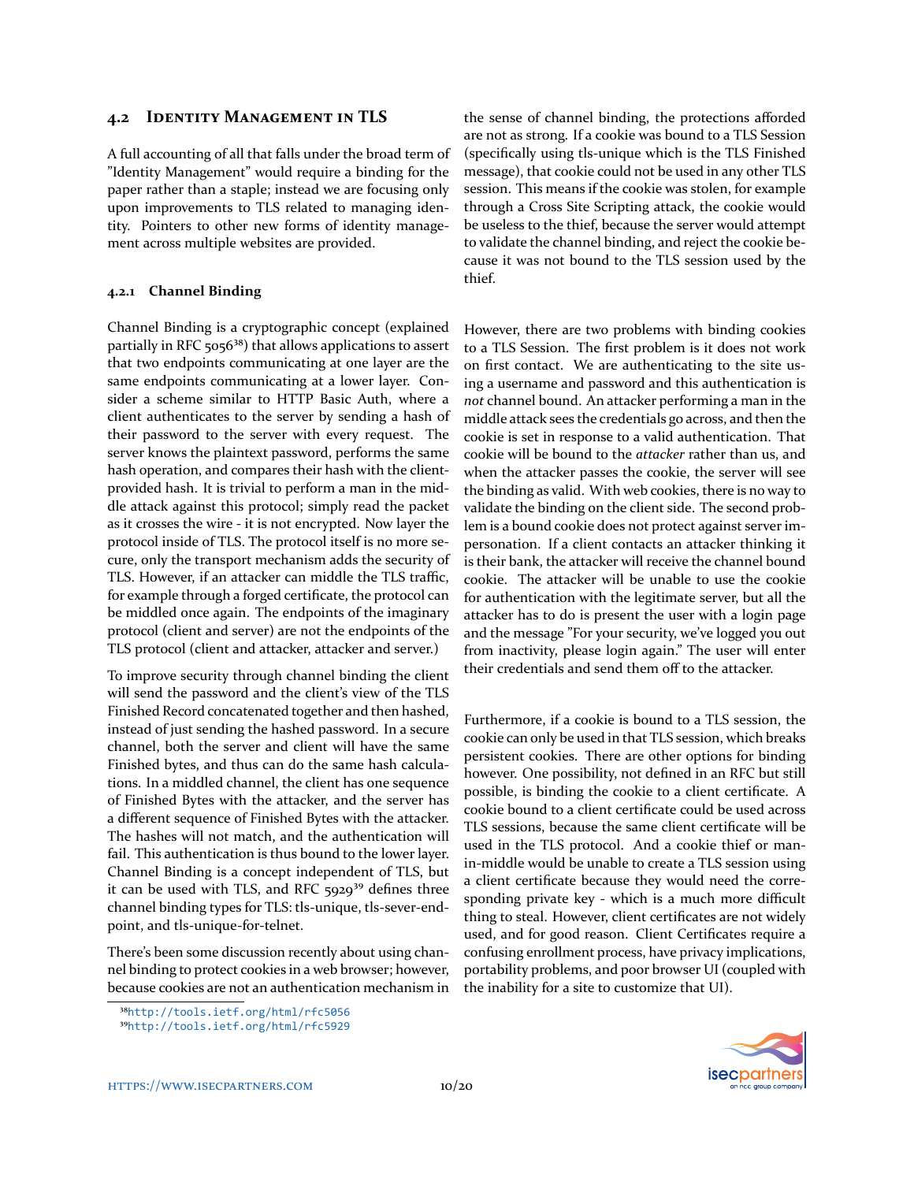## 4.2 Identity Management in TLS

A full accounting of all that falls under the broad term of "Identity Management" would require a binding for the paper rather than a staple; instead we are focusing only upon improvements to TLS related to managing identity. Pointers to other new forms of identity management across multiple websites are provided.

### 4.2.1 Channel Binding

Channel Binding is a cryptographic concept (explained partially in RFC 5056[38]) that allows applications to assert that two endpoints communicating at one layer are the same endpoints communicating at a lower layer. Consider a scheme similar to HTTP Basic Auth, where a client authenticates to the server by sending a hash of their password to the server with every request. The server knows the plaintext password, performs the same hash operation, and compares their hash with the client-provided hash. It is trivial to perform a man in the middle attack against this protocol; simply read the packet as it crosses the wire - it is not encrypted. Now layer the protocol inside of TLS. The protocol itself is no more secure, only the transport mechanism adds the security of TLS. However, if an attacker can middle the TLS traffic, for example through a forged certificate, the protocol can be middled once again. The endpoints of the imaginary protocol (client and server) are not the endpoints of the TLS protocol (client and attacker, attacker and server.)

To improve security through channel binding the client will send the password and the client's view of the TLS Finished Record concatenated together and then hashed, instead of just sending the hashed password. In a secure channel, both the server and client will have the same Finished bytes, and thus can do the same hash calculations. In a middled channel, the client has one sequence of Finished Bytes with the attacker, and the server has a different sequence of Finished Bytes with the attacker. The hashes will not match, and the authentication will fail. This authentication is thus bound to the lower layer. Channel Binding is a concept independent of TLS, but it can be used with TLS, and RFC 5929[39] defines three channel binding types for TLS: tls-unique, tls-sever-end-point, and tls-unique-for-telnet.

There's been some discussion recently about using channel binding to protect cookies in a web browser; however, because cookies are not an authentication mechanism in the sense of channel binding, the protections afforded are not as strong. If a cookie was bound to a TLS Session (specifically using tls-unique which is the TLS Finished message), that cookie could not be used in any other TLS session. This means if the cookie was stolen, for example through a Cross Site Scripting attack, the cookie would be useless to the thief, because the server would attempt to validate the channel binding, and reject the cookie because it was not bound to the TLS session used by the thief.

However, there are two problems with binding cookies to a TLS Session. The first problem is it does not work on first contact. We are authenticating to the site using a username and password and this authentication is *not* channel bound. An attacker performing a man in the middle attack sees the credentials go across, and then the cookie is set in response to a valid authentication. That cookie will be bound to the *attacker* rather than us, and when the attacker passes the cookie, the server will see the binding as valid. With web cookies, there is no way to validate the binding on the client side. The second problem is a bound cookie does not protect against server impersonation. If a client contacts an attacker thinking it is their bank, the attacker will receive the channel bound cookie. The attacker will be unable to use the cookie for authentication with the legitimate server, but all the attacker has to do is present the user with a login page and the message "For your security, we've logged you out from inactivity, please login again." The user will enter their credentials and send them off to the attacker.

Furthermore, if a cookie is bound to a TLS session, the cookie can only be used in that TLS session, which breaks persistent cookies. There are other options for binding however. One possibility, not defined in an RFC but still possible, is binding the cookie to a client certificate. A cookie bound to a client certificate could be used across TLS sessions, because the same client certificate will be used in the TLS protocol. And a cookie thief or man-in-middle would be unable to create a TLS session using a client certificate because they would need the corresponding private key - which is a much more difficult thing to steal. However, client certificates are not widely used, and for good reason. Client Certificates require a confusing enrollment process, have privacy implications, portability problems, and poor browser UI (coupled with the inability for a site to customize that UI).

[38] http://tools.ietf.org/html/rfc5056

[39] http://tools.ietf.org/html/rfc5929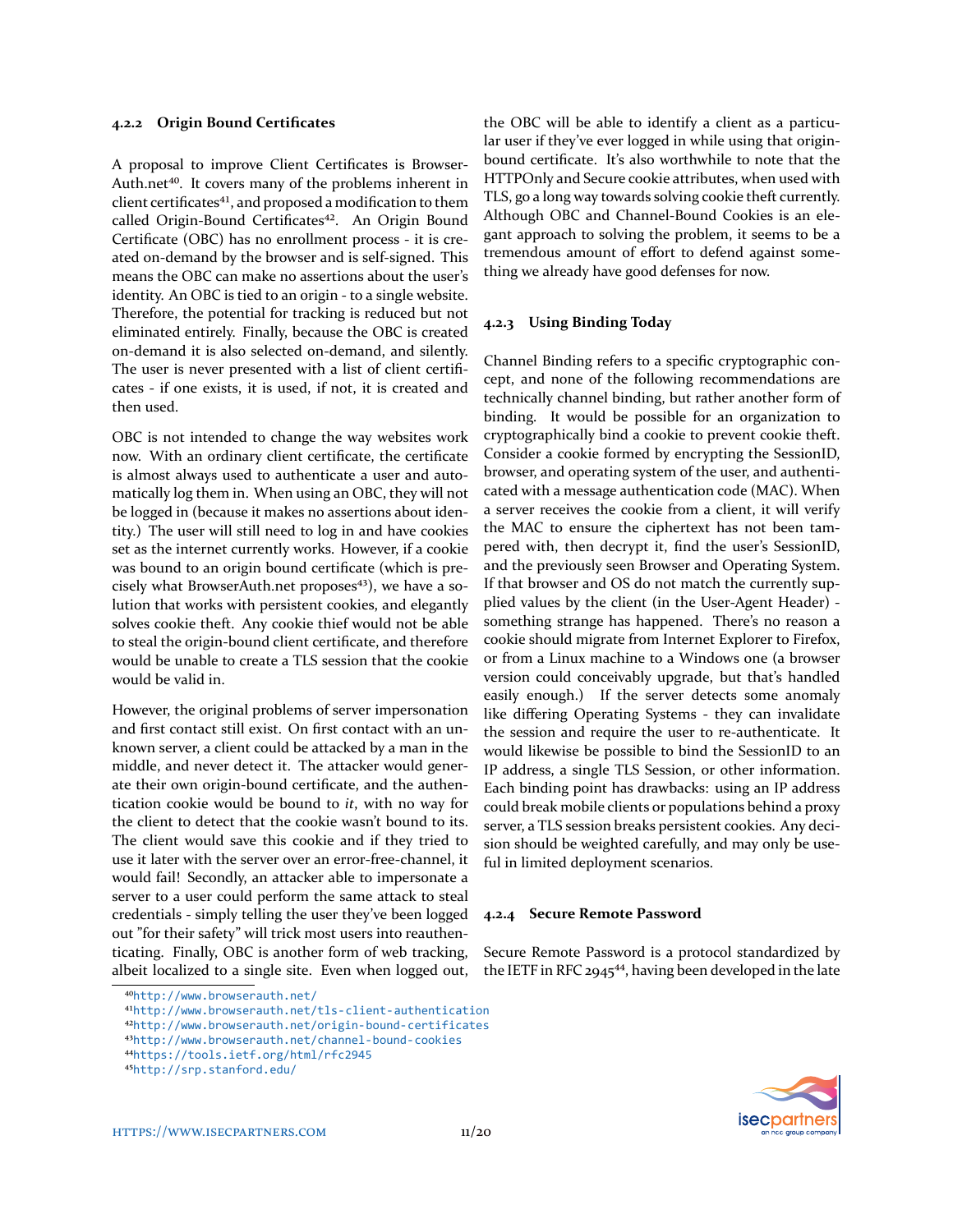#### 4.2.2 Origin Bound Certificates

A proposal to improve Client Certificates is BrowserAuth.net[40]. It covers many of the problems inherent in client certificates[41], and proposed a modification to them called Origin-Bound Certificates[42]. An Origin Bound Certificate (OBC) has no enrollment process - it is created on-demand by the browser and is self-signed. This means the OBC can make no assertions about the user's identity. An OBC is tied to an origin - to a single website. Therefore, the potential for tracking is reduced but not eliminated entirely. Finally, because the OBC is created on-demand it is also selected on-demand, and silently. The user is never presented with a list of client certificates - if one exists, it is used, if not, it is created and then used.

OBC is not intended to change the way websites work now. With an ordinary client certificate, the certificate is almost always used to authenticate a user and automatically log them in. When using an OBC, they will not be logged in (because it makes no assertions about identity.) The user will still need to log in and have cookies set as the internet currently works. However, if a cookie was bound to an origin bound certificate (which is precisely what BrowserAuth.net proposes[43]), we have a solution that works with persistent cookies, and elegantly solves cookie theft. Any cookie thief would not be able to steal the origin-bound client certificate, and therefore would be unable to create a TLS session that the cookie would be valid in.

However, the original problems of server impersonation and first contact still exist. On first contact with an unknown server, a client could be attacked by a man in the middle, and never detect it. The attacker would generate their own origin-bound certificate, and the authentication cookie would be bound to *it*, with no way for the client to detect that the cookie wasn't bound to its. The client would save this cookie and if they tried to use it later with the server over an error-free-channel, it would fail! Secondly, an attacker able to impersonate a server to a user could perform the same attack to steal credentials - simply telling the user they've been logged out "for their safety" will trick most users into reauthenticating. Finally, OBC is another form of web tracking, albeit localized to a single site. Even when logged out, the OBC will be able to identify a client as a particular user if they've ever logged in while using that origin-bound certificate. It's also worthwhile to note that the HTTPOnly and Secure cookie attributes, when used with TLS, go a long way towards solving cookie theft currently. Although OBC and Channel-Bound Cookies is an elegant approach to solving the problem, it seems to be a tremendous amount of effort to defend against something we already have good defenses for now.

#### 4.2.3 Using Binding Today

Channel Binding refers to a specific cryptographic concept, and none of the following recommendations are technically channel binding, but rather another form of binding. It would be possible for an organization to cryptographically bind a cookie to prevent cookie theft. Consider a cookie formed by encrypting the SessionID, browser, and operating system of the user, and authenticated with a message authentication code (MAC). When a server receives the cookie from a client, it will verify the MAC to ensure the ciphertext has not been tampered with, then decrypt it, find the user's SessionID, and the previously seen Browser and Operating System. If that browser and OS do not match the currently supplied values by the client (in the User-Agent Header) - something strange has happened. There's no reason a cookie should migrate from Internet Explorer to Firefox, or from a Linux machine to a Windows one (a browser version could conceivably upgrade, but that's handled easily enough.) If the server detects some anomaly like differing Operating Systems - they can invalidate the session and require the user to re-authenticate. It would likewise be possible to bind the SessionID to an IP address, a single TLS Session, or other information. Each binding point has drawbacks: using an IP address could break mobile clients or populations behind a proxy server, a TLS session breaks persistent cookies. Any decision should be weighted carefully, and may only be useful in limited deployment scenarios.

#### 4.2.4 Secure Remote Password

Secure Remote Password is a protocol standardized by the IETF in RFC 2945[44], having been developed in the late

[40] http://www.browserauth.net/
[41] http://www.browserauth.net/tls-client-authentication
[42] http://www.browserauth.net/origin-bound-certificates
[43] http://www.browserauth.net/channel-bound-cookies
[44] https://tools.ietf.org/html/rfc2945
[45] http://srp.stanford.edu/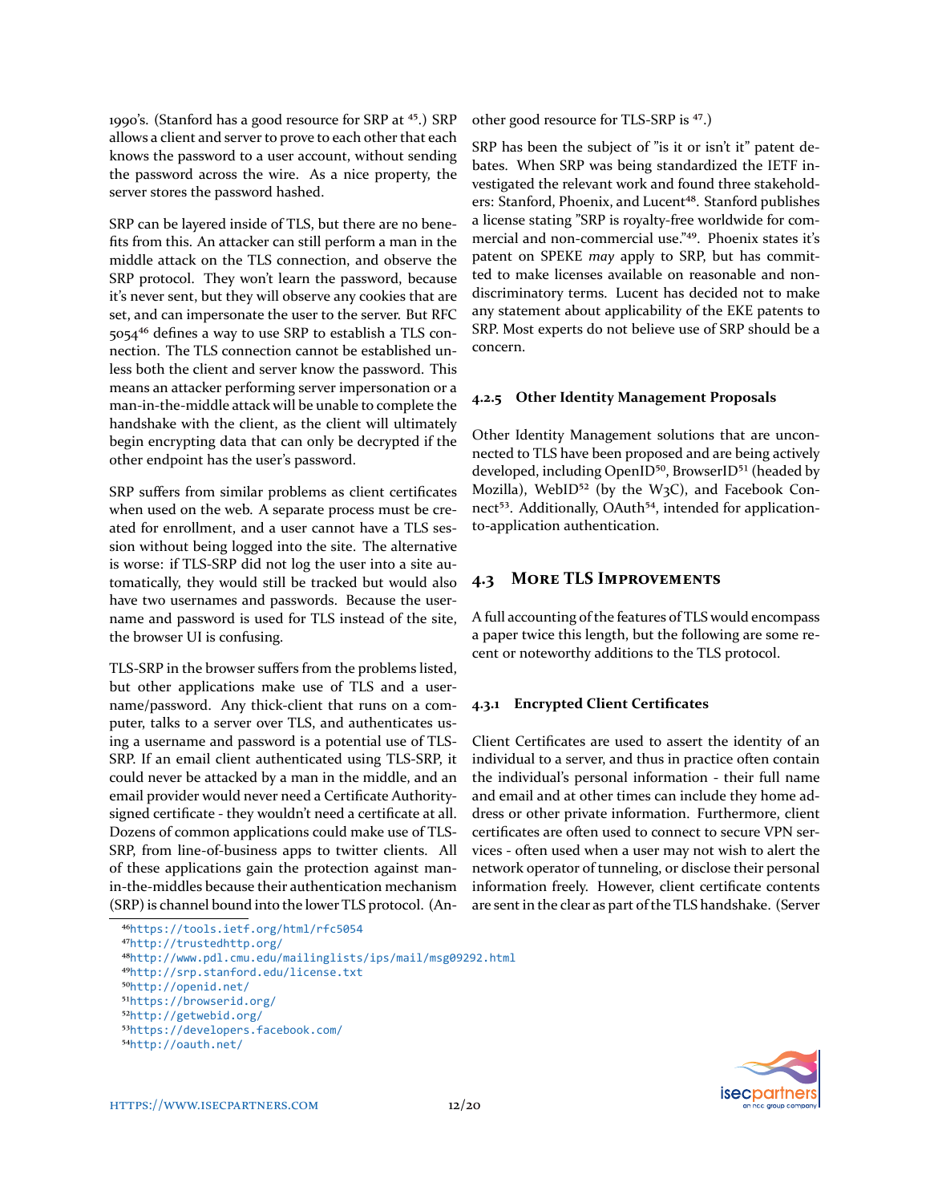1990's. (Stanford has a good resource for SRP at [45].) SRP allows a client and server to prove to each other that each knows the password to a user account, without sending the password across the wire. As a nice property, the server stores the password hashed.

SRP can be layered inside of TLS, but there are no benefits from this. An attacker can still perform a man in the middle attack on the TLS connection, and observe the SRP protocol. They won't learn the password, because it's never sent, but they will observe any cookies that are set, and can impersonate the user to the server. But RFC 5054[46] defines a way to use SRP to establish a TLS connection. The TLS connection cannot be established unless both the client and server know the password. This means an attacker performing server impersonation or a man-in-the-middle attack will be unable to complete the handshake with the client, as the client will ultimately begin encrypting data that can only be decrypted if the other endpoint has the user's password.

SRP suffers from similar problems as client certificates when used on the web. A separate process must be created for enrollment, and a user cannot have a TLS session without being logged into the site. The alternative is worse: if TLS-SRP did not log the user into a site automatically, they would still be tracked but would also have two usernames and passwords. Because the username and password is used for TLS instead of the site, the browser UI is confusing.

TLS-SRP in the browser suffers from the problems listed, but other applications make use of TLS and a username/password. Any thick-client that runs on a computer, talks to a server over TLS, and authenticates using a username and password is a potential use of TLS-SRP. If an email client authenticated using TLS-SRP, it could never be attacked by a man in the middle, and an email provider would never need a Certificate Authority-signed certificate - they wouldn't need a certificate at all. Dozens of common applications could make use of TLS-SRP, from line-of-business apps to twitter clients. All of these applications gain the protection against man-in-the-middles because their authentication mechanism (SRP) is channel bound into the lower TLS protocol. (Another good resource for TLS-SRP is [47].)

SRP has been the subject of "is it or isn't it" patent debates. When SRP was being standardized the IETF investigated the relevant work and found three stakeholders: Stanford, Phoenix, and Lucent[48]. Stanford publishes a license stating "SRP is royalty-free worldwide for commercial and non-commercial use."[49]. Phoenix states it's patent on SPEKE *may* apply to SRP, but has committed to make licenses available on reasonable and non-discriminatory terms. Lucent has decided not to make any statement about applicability of the EKE patents to SRP. Most experts do not believe use of SRP should be a concern.

#### 4.2.5 Other Identity Management Proposals

Other Identity Management solutions that are unconnected to TLS have been proposed and are being actively developed, including OpenID[50], BrowserID[51] (headed by Mozilla), WebID[52] (by the W3C), and Facebook Connect[53]. Additionally, OAuth[54], intended for application-to-application authentication.

### 4.3 More TLS Improvements

A full accounting of the features of TLS would encompass a paper twice this length, but the following are some recent or noteworthy additions to the TLS protocol.

#### 4.3.1 Encrypted Client Certificates

Client Certificates are used to assert the identity of an individual to a server, and thus in practice often contain the individual's personal information - their full name and email and at other times can include they home address or other private information. Furthermore, client certificates are often used to connect to secure VPN services - often used when a user may not wish to alert the network operator of tunneling, or disclose their personal information freely. However, client certificate contents are sent in the clear as part of the TLS handshake. (Server

[46] https://tools.ietf.org/html/rfc5054
[47] http://trustedhttp.org/
[48] http://www.pdl.cmu.edu/mailinglists/ips/mail/msg09292.html
[49] http://srp.stanford.edu/license.txt
[50] http://openid.net/
[51] https://browserid.org/
[52] http://getwebid.org/
[53] https://developers.facebook.com/
[54] http://oauth.net/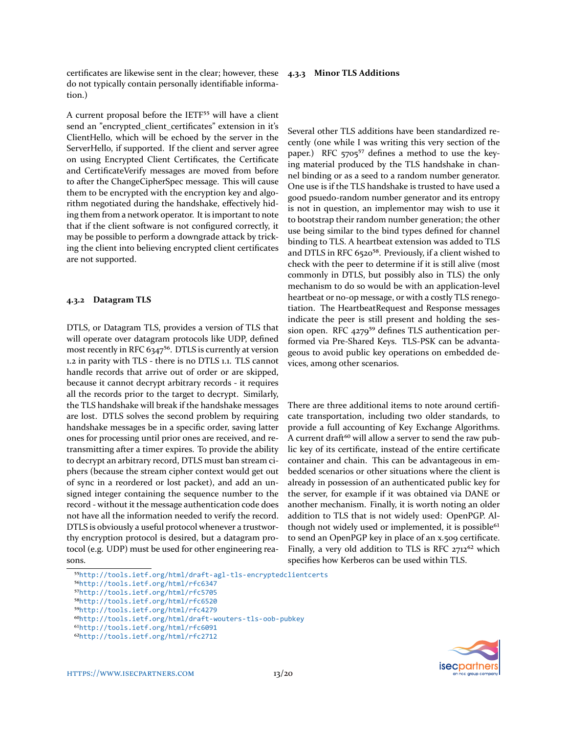certificates are likewise sent in the clear; however, these do not typically contain personally identifiable information.)

A current proposal before the IETF[55] will have a client send an "encrypted_client_certificates" extension in it's ClientHello, which will be echoed by the server in the ServerHello, if supported. If the client and server agree on using Encrypted Client Certificates, the Certificate and CertificateVerify messages are moved from before to after the ChangeCipherSpec message. This will cause them to be encrypted with the encryption key and algorithm negotiated during the handshake, effectively hiding them from a network operator. It is important to note that if the client software is not configured correctly, it may be possible to perform a downgrade attack by tricking the client into believing encrypted client certificates are not supported.

### 4.3.2 Datagram TLS

DTLS, or Datagram TLS, provides a version of TLS that will operate over datagram protocols like UDP, defined most recently in RFC 6347[56]. DTLS is currently at version 1.2 in parity with TLS - there is no DTLS 1.1. TLS cannot handle records that arrive out of order or are skipped, because it cannot decrypt arbitrary records - it requires all the records prior to the target to decrypt. Similarly, the TLS handshake will break if the handshake messages are lost. DTLS solves the second problem by requiring handshake messages be in a specific order, saving latter ones for processing until prior ones are received, and retransmitting after a timer expires. To provide the ability to decrypt an arbitrary record, DTLS must ban stream ciphers (because the stream cipher context would get out of sync in a reordered or lost packet), and add an unsigned integer containing the sequence number to the record - without it the message authentication code does not have all the information needed to verify the record. DTLS is obviously a useful protocol whenever a trustworthy encryption protocol is desired, but a datagram protocol (e.g. UDP) must be used for other engineering reasons.

### 4.3.3 Minor TLS Additions

Several other TLS additions have been standardized recently (one while I was writing this very section of the paper.) RFC 5705[57] defines a method to use the keying material produced by the TLS handshake in channel binding or as a seed to a random number generator. One use is if the TLS handshake is trusted to have used a good psuedo-random number generator and its entropy is not in question, an implementor may wish to use it to bootstrap their random number generation; the other use being similar to the bind types defined for channel binding to TLS. A heartbeat extension was added to TLS and DTLS in RFC 6520[58]. Previously, if a client wished to check with the peer to determine if it is still alive (most commonly in DTLS, but possibly also in TLS) the only mechanism to do so would be with an application-level heartbeat or no-op message, or with a costly TLS renegotiation. The HeartbeatRequest and Response messages indicate the peer is still present and holding the session open. RFC 4279[59] defines TLS authentication performed via Pre-Shared Keys. TLS-PSK can be advantageous to avoid public key operations on embedded devices, among other scenarios.

There are three additional items to note around certificate transportation, including two older standards, to provide a full accounting of Key Exchange Algorithms. A current draft[60] will allow a server to send the raw public key of its certificate, instead of the entire certificate container and chain. This can be advantageous in embedded scenarios or other situations where the client is already in possession of an authenticated public key for the server, for example if it was obtained via DANE or another mechanism. Finally, it is worth noting an older addition to TLS that is not widely used: OpenPGP. Although not widely used or implemented, it is possible[61] to send an OpenPGP key in place of an x.509 certificate. Finally, a very old addition to TLS is RFC 2712[62] which specifies how Kerberos can be used within TLS.

[55] http://tools.ietf.org/html/draft-agl-tls-encryptedclientcerts
[56] http://tools.ietf.org/html/rfc6347
[57] http://tools.ietf.org/html/rfc5705
[58] http://tools.ietf.org/html/rfc6520
[59] http://tools.ietf.org/html/rfc4279
[60] http://tools.ietf.org/html/draft-wouters-tls-oob-pubkey
[61] http://tools.ietf.org/html/rfc6091
[62] http://tools.ietf.org/html/rfc2712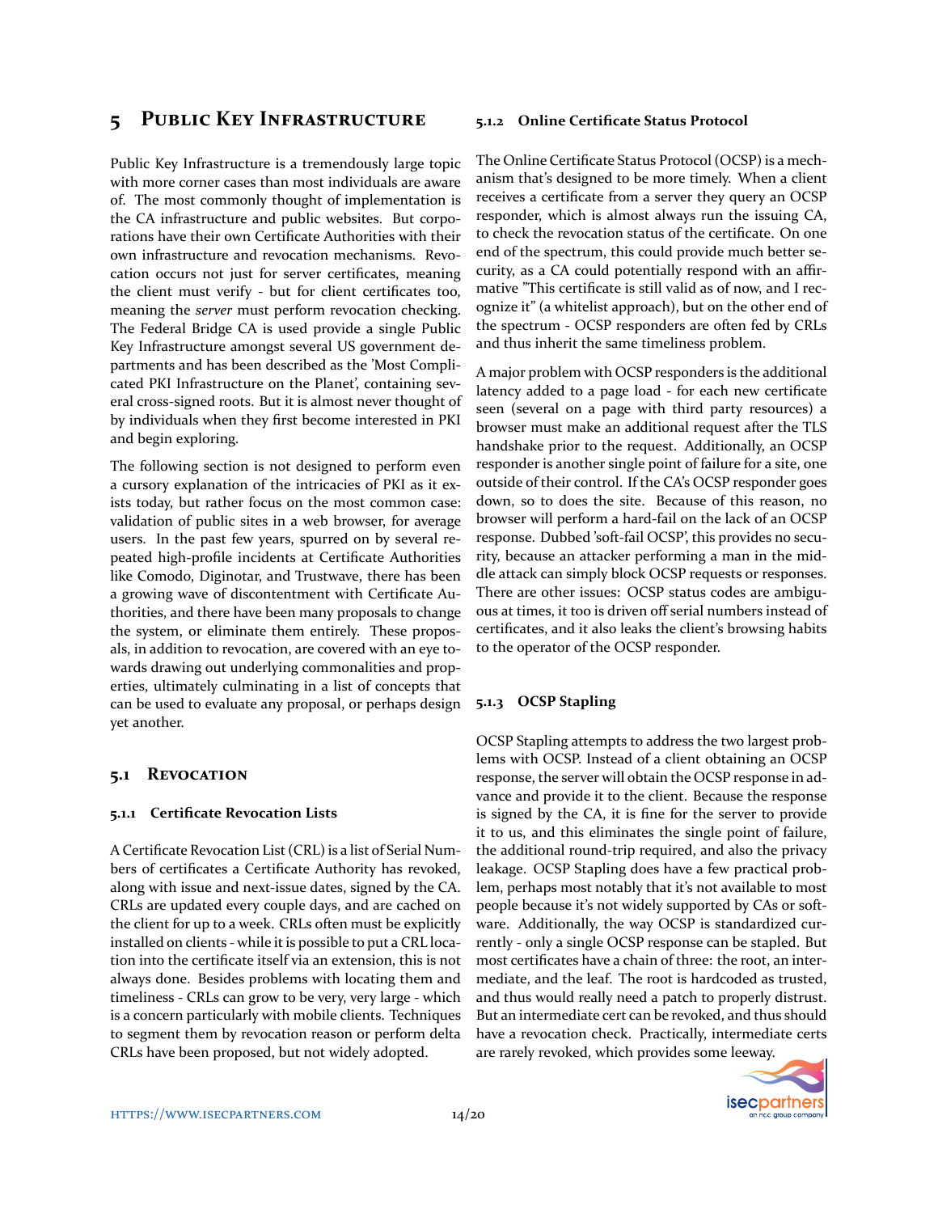# 5 Public Key Infrastructure

Public Key Infrastructure is a tremendously large topic with more corner cases than most individuals are aware of. The most commonly thought of implementation is the CA infrastructure and public websites. But corporations have their own Certificate Authorities with their own infrastructure and revocation mechanisms. Revocation occurs not just for server certificates, meaning the client must verify - but for client certificates too, meaning the *server* must perform revocation checking. The Federal Bridge CA is used provide a single Public Key Infrastructure amongst several US government departments and has been described as the 'Most Complicated PKI Infrastructure on the Planet', containing several cross-signed roots. But it is almost never thought of by individuals when they first become interested in PKI and begin exploring.

The following section is not designed to perform even a cursory explanation of the intricacies of PKI as it exists today, but rather focus on the most common case: validation of public sites in a web browser, for average users. In the past few years, spurred on by several repeated high-profile incidents at Certificate Authorities like Comodo, Diginotar, and Trustwave, there has been a growing wave of discontentment with Certificate Authorities, and there have been many proposals to change the system, or eliminate them entirely. These proposals, in addition to revocation, are covered with an eye towards drawing out underlying commonalities and properties, ultimately culminating in a list of concepts that can be used to evaluate any proposal, or perhaps design yet another.

## 5.1 Revocation

### 5.1.1 Certificate Revocation Lists

A Certificate Revocation List (CRL) is a list of Serial Numbers of certificates a Certificate Authority has revoked, along with issue and next-issue dates, signed by the CA. CRLs are updated every couple days, and are cached on the client for up to a week. CRLs often must be explicitly installed on clients - while it is possible to put a CRL location into the certificate itself via an extension, this is not always done. Besides problems with locating them and timeliness - CRLs can grow to be very, very large - which is a concern particularly with mobile clients. Techniques to segment them by revocation reason or perform delta CRLs have been proposed, but not widely adopted.

### 5.1.2 Online Certificate Status Protocol

The Online Certificate Status Protocol (OCSP) is a mechanism that's designed to be more timely. When a client receives a certificate from a server they query an OCSP responder, which is almost always run the issuing CA, to check the revocation status of the certificate. On one end of the spectrum, this could provide much better security, as a CA could potentially respond with an affirmative "This certificate is still valid as of now, and I recognize it" (a whitelist approach), but on the other end of the spectrum - OCSP responders are often fed by CRLs and thus inherit the same timeliness problem.

A major problem with OCSP responders is the additional latency added to a page load - for each new certificate seen (several on a page with third party resources) a browser must make an additional request after the TLS handshake prior to the request. Additionally, an OCSP responder is another single point of failure for a site, one outside of their control. If the CA's OCSP responder goes down, so to does the site. Because of this reason, no browser will perform a hard-fail on the lack of an OCSP response. Dubbed 'soft-fail OCSP', this provides no security, because an attacker performing a man in the middle attack can simply block OCSP requests or responses. There are other issues: OCSP status codes are ambiguous at times, it too is driven off serial numbers instead of certificates, and it also leaks the client's browsing habits to the operator of the OCSP responder.

### 5.1.3 OCSP Stapling

OCSP Stapling attempts to address the two largest problems with OCSP. Instead of a client obtaining an OCSP response, the server will obtain the OCSP response in advance and provide it to the client. Because the response is signed by the CA, it is fine for the server to provide it to us, and this eliminates the single point of failure, the additional round-trip required, and also the privacy leakage. OCSP Stapling does have a few practical problem, perhaps most notably that it's not available to most people because it's not widely supported by CAs or software. Additionally, the way OCSP is standardized currently - only a single OCSP response can be stapled. But most certificates have a chain of three: the root, an intermediate, and the leaf. The root is hardcoded as trusted, and thus would really need a patch to properly distrust. But an intermediate cert can be revoked, and thus should have a revocation check. Practically, intermediate certs are rarely revoked, which provides some leeway.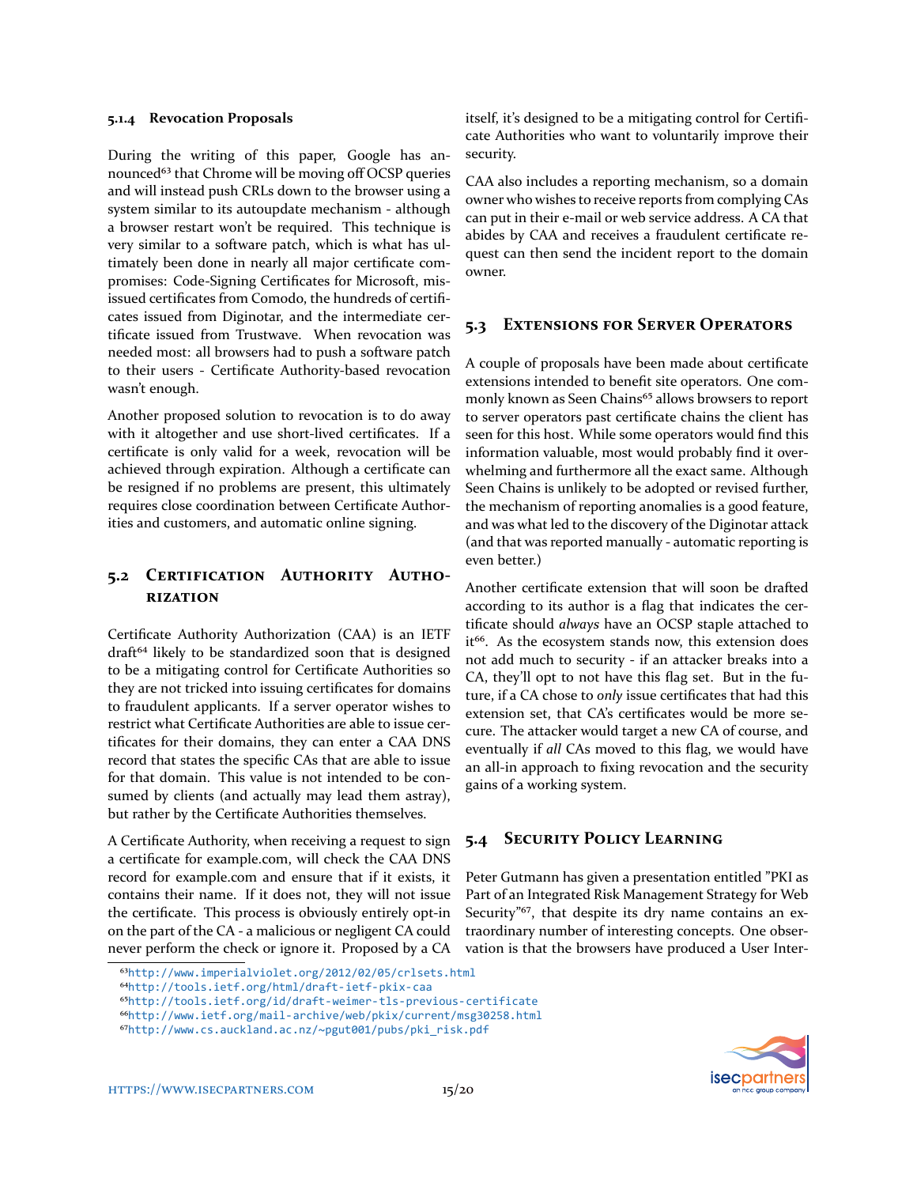#### 5.1.4 Revocation Proposals

During the writing of this paper, Google has announced[63] that Chrome will be moving off OCSP queries and will instead push CRLs down to the browser using a system similar to its autoupdate mechanism - although a browser restart won't be required. This technique is very similar to a software patch, which is what has ultimately been done in nearly all major certificate compromises: Code-Signing Certificates for Microsoft, misissued certificates from Comodo, the hundreds of certificates issued from Diginotar, and the intermediate certificate issued from Trustwave. When revocation was needed most: all browsers had to push a software patch to their users - Certificate Authority-based revocation wasn't enough.

Another proposed solution to revocation is to do away with it altogether and use short-lived certificates. If a certificate is only valid for a week, revocation will be achieved through expiration. Although a certificate can be resigned if no problems are present, this ultimately requires close coordination between Certificate Authorities and customers, and automatic online signing.

### 5.2 Certification Authority Authorization

Certificate Authority Authorization (CAA) is an IETF draft[64] likely to be standardized soon that is designed to be a mitigating control for Certificate Authorities so they are not tricked into issuing certificates for domains to fraudulent applicants. If a server operator wishes to restrict what Certificate Authorities are able to issue certificates for their domains, they can enter a CAA DNS record that states the specific CAs that are able to issue for that domain. This value is not intended to be consumed by clients (and actually may lead them astray), but rather by the Certificate Authorities themselves.

A Certificate Authority, when receiving a request to sign a certificate for example.com, will check the CAA DNS record for example.com and ensure that if it exists, it contains their name. If it does not, they will not issue the certificate. This process is obviously entirely opt-in on the part of the CA - a malicious or negligent CA could never perform the check or ignore it. Proposed by a CA itself, it's designed to be a mitigating control for Certificate Authorities who want to voluntarily improve their security.

CAA also includes a reporting mechanism, so a domain owner who wishes to receive reports from complying CAs can put in their e-mail or web service address. A CA that abides by CAA and receives a fraudulent certificate request can then send the incident report to the domain owner.

### 5.3 Extensions for Server Operators

A couple of proposals have been made about certificate extensions intended to benefit site operators. One commonly known as Seen Chains[65] allows browsers to report to server operators past certificate chains the client has seen for this host. While some operators would find this information valuable, most would probably find it overwhelming and furthermore all the exact same. Although Seen Chains is unlikely to be adopted or revised further, the mechanism of reporting anomalies is a good feature, and was what led to the discovery of the Diginotar attack (and that was reported manually - automatic reporting is even better.)

Another certificate extension that will soon be drafted according to its author is a flag that indicates the certificate should *always* have an OCSP staple attached to it[66]. As the ecosystem stands now, this extension does not add much to security - if an attacker breaks into a CA, they'll opt to not have this flag set. But in the future, if a CA chose to *only* issue certificates that had this extension set, that CA's certificates would be more secure. The attacker would target a new CA of course, and eventually if *all* CAs moved to this flag, we would have an all-in approach to fixing revocation and the security gains of a working system.

### 5.4 Security Policy Learning

Peter Gutmann has given a presentation entitled "PKI as Part of an Integrated Risk Management Strategy for Web Security"[67], that despite its dry name contains an extraordinary number of interesting concepts. One observation is that the browsers have produced a User Inter-

---

[63] http://www.imperialviolet.org/2012/02/05/crlsets.html
[64] http://tools.ietf.org/html/draft-ietf-pkix-caa
[65] http://tools.ietf.org/id/draft-weimer-tls-previous-certificate
[66] http://www.ietf.org/mail-archive/web/pkix/current/msg30258.html
[67] http://www.cs.auckland.ac.nz/~pgut001/pubs/pki_risk.pdf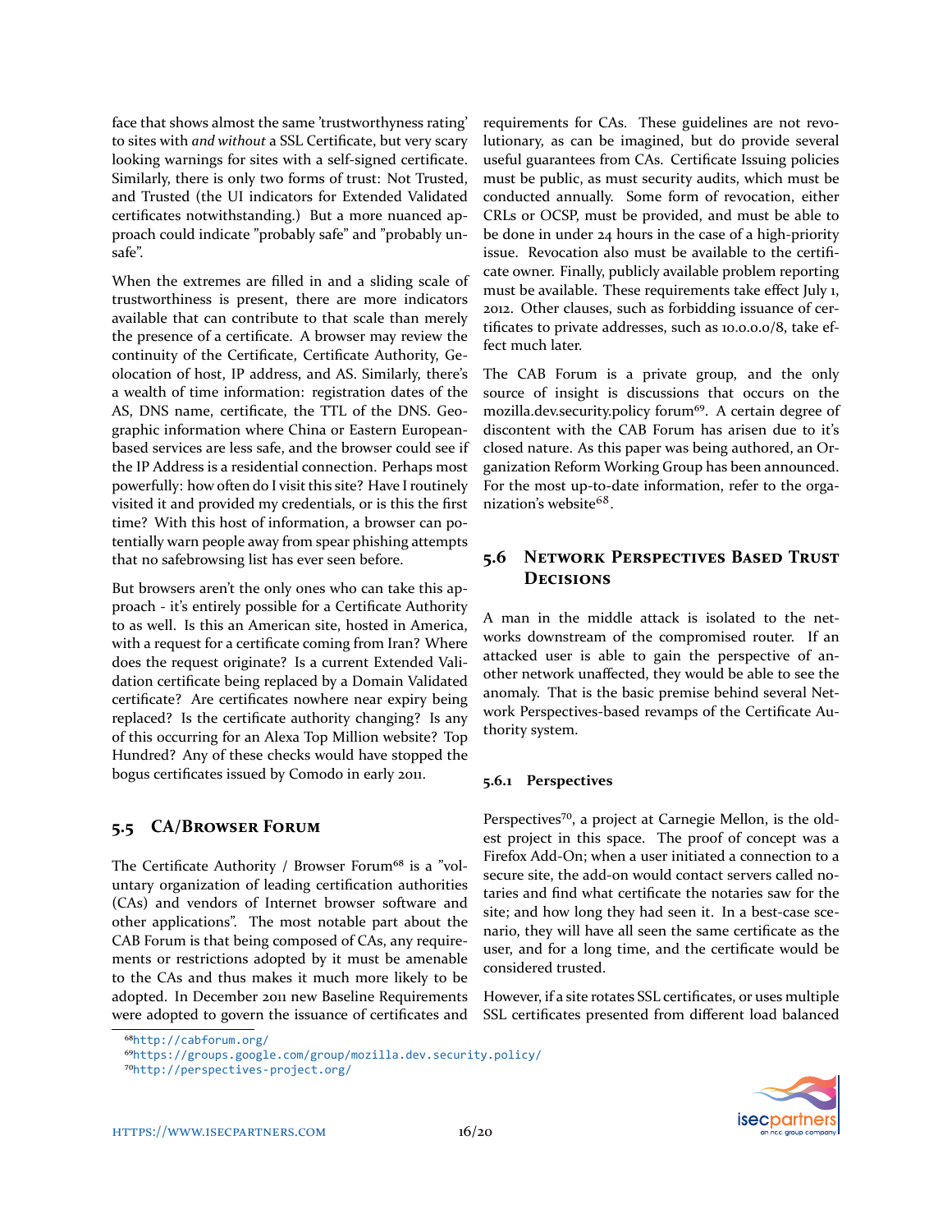face that shows almost the same 'trustworthyness rating' to sites with *and without* a SSL Certificate, but very scary looking warnings for sites with a self-signed certificate. Similarly, there is only two forms of trust: Not Trusted, and Trusted (the UI indicators for Extended Validated certificates notwithstanding.) But a more nuanced approach could indicate "probably safe" and "probably unsafe".

When the extremes are filled in and a sliding scale of trustworthiness is present, there are more indicators available that can contribute to that scale than merely the presence of a certificate. A browser may review the continuity of the Certificate, Certificate Authority, Geolocation of host, IP address, and AS. Similarly, there's a wealth of time information: registration dates of the AS, DNS name, certificate, the TTL of the DNS. Geographic information where China or Eastern European-based services are less safe, and the browser could see if the IP Address is a residential connection. Perhaps most powerfully: how often do I visit this site? Have I routinely visited it and provided my credentials, or is this the first time? With this host of information, a browser can potentially warn people away from spear phishing attempts that no safebrowsing list has ever seen before.

But browsers aren't the only ones who can take this approach - it's entirely possible for a Certificate Authority to as well. Is this an American site, hosted in America, with a request for a certificate coming from Iran? Where does the request originate? Is a current Extended Validation certificate being replaced by a Domain Validated certificate? Are certificates nowhere near expiry being replaced? Is the certificate authority changing? Is any of this occurring for an Alexa Top Million website? Top Hundred? Any of these checks would have stopped the bogus certificates issued by Comodo in early 2011.

## 5.5 CA/Browser Forum

The Certificate Authority / Browser Forum[68] is a "voluntary organization of leading certification authorities (CAs) and vendors of Internet browser software and other applications". The most notable part about the CAB Forum is that being composed of CAs, any requirements or restrictions adopted by it must be amenable to the CAs and thus makes it much more likely to be adopted. In December 2011 new Baseline Requirements were adopted to govern the issuance of certificates and requirements for CAs. These guidelines are not revolutionary, as can be imagined, but do provide several useful guarantees from CAs. Certificate Issuing policies must be public, as must security audits, which must be conducted annually. Some form of revocation, either CRLs or OCSP, must be provided, and must be able to be done in under 24 hours in the case of a high-priority issue. Revocation also must be available to the certificate owner. Finally, publicly available problem reporting must be available. These requirements take effect July 1, 2012. Other clauses, such as forbidding issuance of certificates to private addresses, such as 10.0.0.0/8, take effect much later.

The CAB Forum is a private group, and the only source of insight is discussions that occurs on the mozilla.dev.security.policy forum[69]. A certain degree of discontent with the CAB Forum has arisen due to it's closed nature. As this paper was being authored, an Organization Reform Working Group has been announced. For the most up-to-date information, refer to the organization's website[68].

## 5.6 Network Perspectives Based Trust Decisions

A man in the middle attack is isolated to the networks downstream of the compromised router. If an attacked user is able to gain the perspective of another network unaffected, they would be able to see the anomaly. That is the basic premise behind several Network Perspectives-based revamps of the Certificate Authority system.

### 5.6.1 Perspectives

Perspectives[70], a project at Carnegie Mellon, is the oldest project in this space. The proof of concept was a Firefox Add-On; when a user initiated a connection to a secure site, the add-on would contact servers called notaries and find what certificate the notaries saw for the site; and how long they had seen it. In a best-case scenario, they will have all seen the same certificate as the user, and for a long time, and the certificate would be considered trusted.

However, if a site rotates SSL certificates, or uses multiple SSL certificates presented from different load balanced

[68] http://cabforum.org/
[69] https://groups.google.com/group/mozilla.dev.security.policy/
[70] http://perspectives-project.org/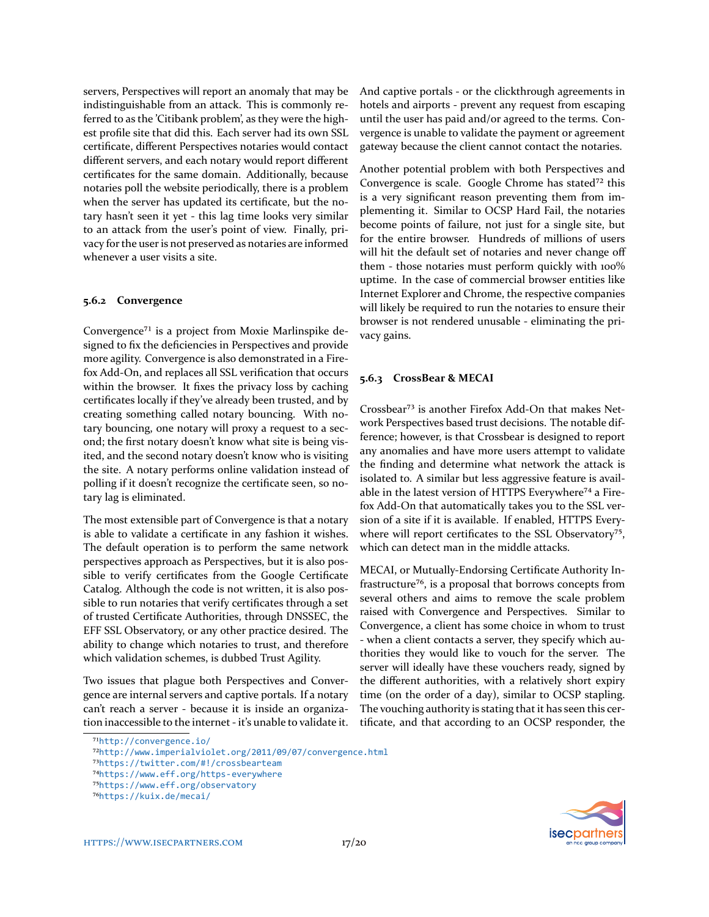servers, Perspectives will report an anomaly that may be indistinguishable from an attack. This is commonly referred to as the 'Citibank problem', as they were the highest profile site that did this. Each server had its own SSL certificate, different Perspectives notaries would contact different servers, and each notary would report different certificates for the same domain. Additionally, because notaries poll the website periodically, there is a problem when the server has updated its certificate, but the notary hasn't seen it yet - this lag time looks very similar to an attack from the user's point of view. Finally, privacy for the user is not preserved as notaries are informed whenever a user visits a site.

### 5.6.2 Convergence

Convergence[71] is a project from Moxie Marlinspike designed to fix the deficiencies in Perspectives and provide more agility. Convergence is also demonstrated in a Firefox Add-On, and replaces all SSL verification that occurs within the browser. It fixes the privacy loss by caching certificates locally if they've already been trusted, and by creating something called notary bouncing. With notary bouncing, one notary will proxy a request to a second; the first notary doesn't know what site is being visited, and the second notary doesn't know who is visiting the site. A notary performs online validation instead of polling if it doesn't recognize the certificate seen, so notary lag is eliminated.

The most extensible part of Convergence is that a notary is able to validate a certificate in any fashion it wishes. The default operation is to perform the same network perspectives approach as Perspectives, but it is also possible to verify certificates from the Google Certificate Catalog. Although the code is not written, it is also possible to run notaries that verify certificates through a set of trusted Certificate Authorities, through DNSSEC, the EFF SSL Observatory, or any other practice desired. The ability to change which notaries to trust, and therefore which validation schemes, is dubbed Trust Agility.

Two issues that plague both Perspectives and Convergence are internal servers and captive portals. If a notary can't reach a server - because it is inside an organization inaccessible to the internet - it's unable to validate it. And captive portals - or the clickthrough agreements in hotels and airports - prevent any request from escaping until the user has paid and/or agreed to the terms. Convergence is unable to validate the payment or agreement gateway because the client cannot contact the notaries.

Another potential problem with both Perspectives and Convergence is scale. Google Chrome has stated[72] this is a very significant reason preventing them from implementing it. Similar to OCSP Hard Fail, the notaries become points of failure, not just for a single site, but for the entire browser. Hundreds of millions of users will hit the default set of notaries and never change off them - those notaries must perform quickly with 100% uptime. In the case of commercial browser entities like Internet Explorer and Chrome, the respective companies will likely be required to run the notaries to ensure their browser is not rendered unusable - eliminating the privacy gains.

### 5.6.3 CrossBear & MECAI

Crossbear[73] is another Firefox Add-On that makes Network Perspectives based trust decisions. The notable difference; however, is that Crossbear is designed to report any anomalies and have more users attempt to validate the finding and determine what network the attack is isolated to. A similar but less aggressive feature is available in the latest version of HTTPS Everywhere[74] a Firefox Add-On that automatically takes you to the SSL version of a site if it is available. If enabled, HTTPS Everywhere will report certificates to the SSL Observatory[75], which can detect man in the middle attacks.

MECAI, or Mutually-Endorsing Certificate Authority Infrastructure[76], is a proposal that borrows concepts from several others and aims to remove the scale problem raised with Convergence and Perspectives. Similar to Convergence, a client has some choice in whom to trust - when a client contacts a server, they specify which authorities they would like to vouch for the server. The server will ideally have these vouchers ready, signed by the different authorities, with a relatively short expiry time (on the order of a day), similar to OCSP stapling. The vouching authority is stating that it has seen this certificate, and that according to an OCSP responder, the

[71] http://convergence.io/

[72] http://www.imperialviolet.org/2011/09/07/convergence.html

[73] https://twitter.com/#!/crossbearteam

[74] https://www.eff.org/https-everywhere

[75] https://www.eff.org/observatory

[76] https://kuix.de/mecai/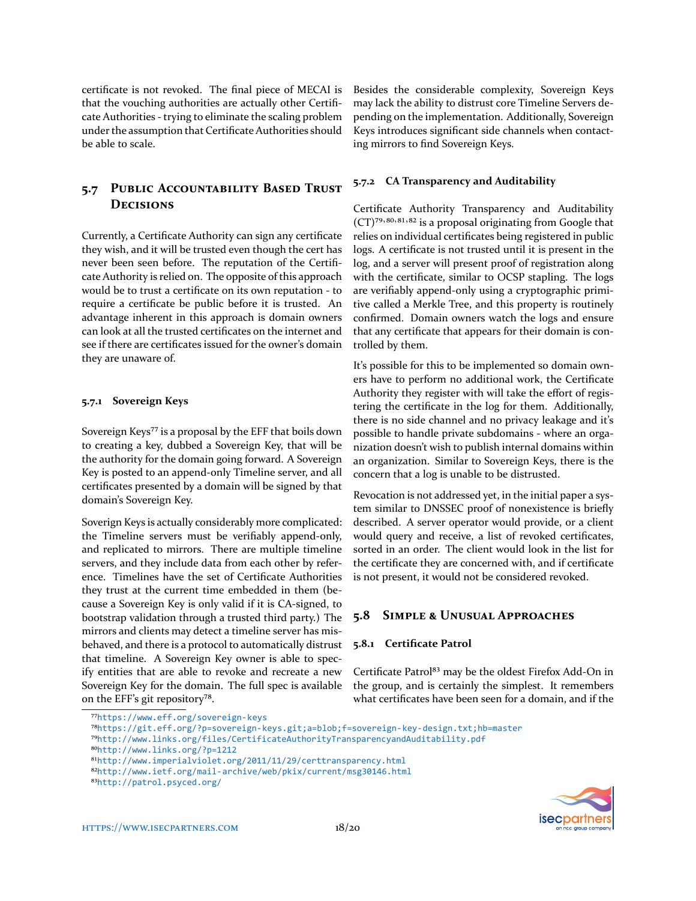certificate is not revoked. The final piece of MECAI is that the vouching authorities are actually other Certificate Authorities - trying to eliminate the scaling problem under the assumption that Certificate Authorities should be able to scale.

## 5.7 Public Accountability Based Trust Decisions

Currently, a Certificate Authority can sign any certificate they wish, and it will be trusted even though the cert has never been seen before. The reputation of the Certificate Authority is relied on. The opposite of this approach would be to trust a certificate on its own reputation - to require a certificate be public before it is trusted. An advantage inherent in this approach is domain owners can look at all the trusted certificates on the internet and see if there are certificates issued for the owner's domain they are unaware of.

### 5.7.1 Sovereign Keys

Sovereign Keys[77] is a proposal by the EFF that boils down to creating a key, dubbed a Sovereign Key, that will be the authority for the domain going forward. A Sovereign Key is posted to an append-only Timeline server, and all certificates presented by a domain will be signed by that domain's Sovereign Key.

Soverign Keys is actually considerably more complicated: the Timeline servers must be verifiably append-only, and replicated to mirrors. There are multiple timeline servers, and they include data from each other by reference. Timelines have the set of Certificate Authorities they trust at the current time embedded in them (because a Sovereign Key is only valid if it is CA-signed, to bootstrap validation through a trusted third party.) The mirrors and clients may detect a timeline server has misbehaved, and there is a protocol to automatically distrust that timeline. A Sovereign Key owner is able to specify entities that are able to revoke and recreate a new Sovereign Key for the domain. The full spec is available on the EFF's git repository[78].

Besides the considerable complexity, Sovereign Keys may lack the ability to distrust core Timeline Servers depending on the implementation. Additionally, Sovereign Keys introduces significant side channels when contacting mirrors to find Sovereign Keys.

### 5.7.2 CA Transparency and Auditability

Certificate Authority Transparency and Auditability (CT)[79,80,81,82] is a proposal originating from Google that relies on individual certificates being registered in public logs. A certificate is not trusted until it is present in the log, and a server will present proof of registration along with the certificate, similar to OCSP stapling. The logs are verifiably append-only using a cryptographic primitive called a Merkle Tree, and this property is routinely confirmed. Domain owners watch the logs and ensure that any certificate that appears for their domain is controlled by them.

It's possible for this to be implemented so domain owners have to perform no additional work, the Certificate Authority they register with will take the effort of registering the certificate in the log for them. Additionally, there is no side channel and no privacy leakage and it's possible to handle private subdomains - where an organization doesn't wish to publish internal domains within an organization. Similar to Sovereign Keys, there is the concern that a log is unable to be distrusted.

Revocation is not addressed yet, in the initial paper a system similar to DNSSEC proof of nonexistence is briefly described. A server operator would provide, or a client would query and receive, a list of revoked certificates, sorted in an order. The client would look in the list for the certificate they are concerned with, and if certificate is not present, it would not be considered revoked.

## 5.8 Simple & Unusual Approaches

### 5.8.1 Certificate Patrol

Certificate Patrol[83] may be the oldest Firefox Add-On in the group, and is certainly the simplest. It remembers what certificates have been seen for a domain, and if the

[77] https://www.eff.org/sovereign-keys
[78] https://git.eff.org/?p=sovereign-keys.git;a=blob;f=sovereign-key-design.txt;hb=master
[79] http://www.links.org/files/CertificateAuthorityTransparencyandAuditability.pdf
[80] http://www.links.org/?p=1212
[81] http://www.imperialviolet.org/2011/11/29/certtransparency.html
[82] http://www.ietf.org/mail-archive/web/pkix/current/msg30146.html
[83] http://patrol.psyced.org/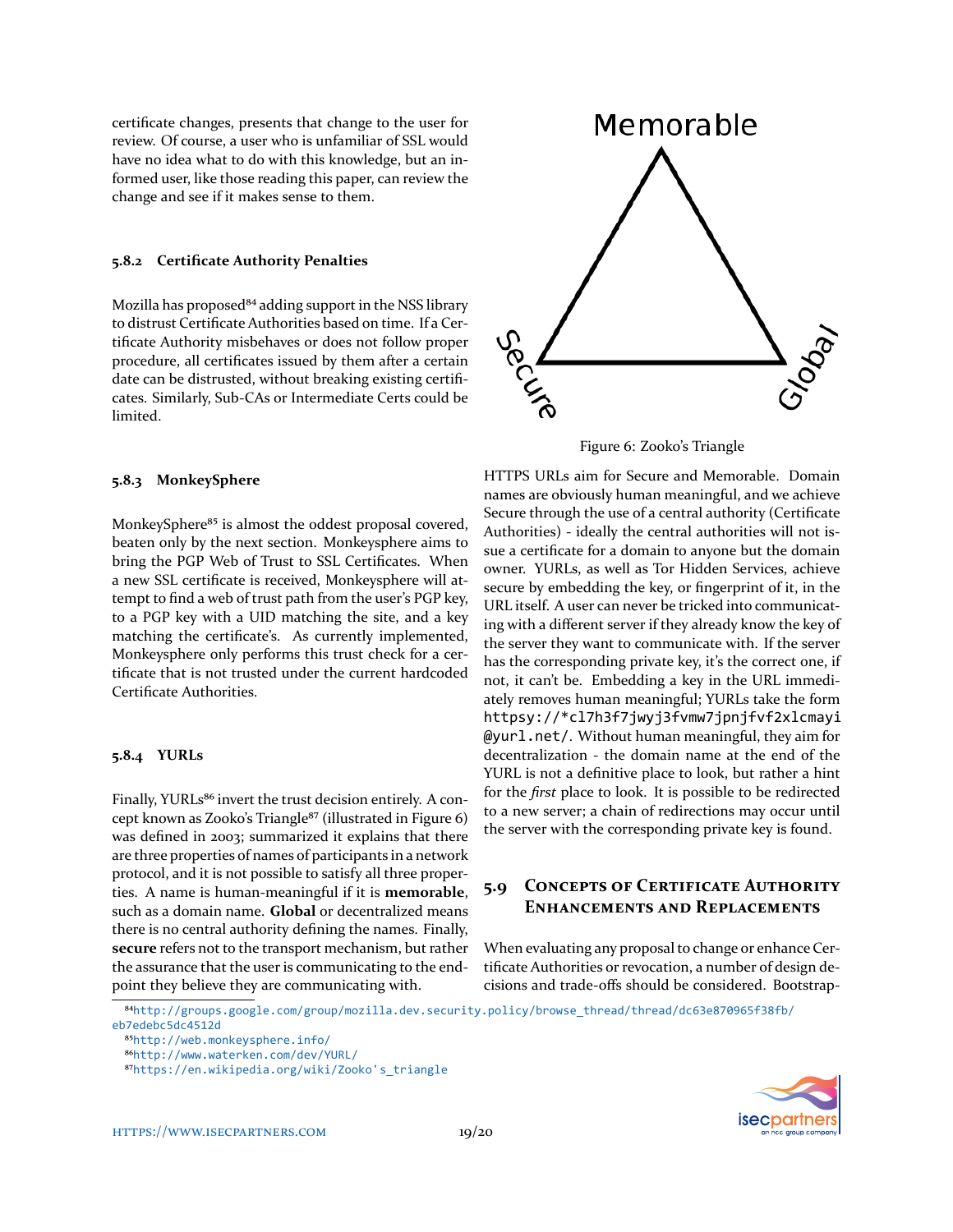certificate changes, presents that change to the user for review. Of course, a user who is unfamiliar of SSL would have no idea what to do with this knowledge, but an informed user, like those reading this paper, can review the change and see if it makes sense to them.

### 5.8.2 Certificate Authority Penalties

Mozilla has proposed[84] adding support in the NSS library to distrust Certificate Authorities based on time. If a Certificate Authority misbehaves or does not follow proper procedure, all certificates issued by them after a certain date can be distrusted, without breaking existing certificates. Similarly, Sub-CAs or Intermediate Certs could be limited.

### 5.8.3 MonkeySphere

MonkeySphere[85] is almost the oddest proposal covered, beaten only by the next section. Monkeysphere aims to bring the PGP Web of Trust to SSL Certificates. When a new SSL certificate is received, Monkeysphere will attempt to find a web of trust path from the user's PGP key, to a PGP key with a UID matching the site, and a key matching the certificate's. As currently implemented, Monkeysphere only performs this trust check for a certificate that is not trusted under the current hardcoded Certificate Authorities.

### 5.8.4 YURLs

Finally, YURLs[86] invert the trust decision entirely. A concept known as Zooko's Triangle[87] (illustrated in Figure 6) was defined in 2003; summarized it explains that there are three properties of names of participants in a network protocol, and it is not possible to satisfy all three properties. A name is human-meaningful if it is **memorable**, such as a domain name. **Global** or decentralized means there is no central authority defining the names. Finally, **secure** refers not to the transport mechanism, but rather the assurance that the user is communicating to the endpoint they believe they are communicating with.

Figure 6: Zooko's Triangle

HTTPS URLs aim for Secure and Memorable. Domain names are obviously human meaningful, and we achieve Secure through the use of a central authority (Certificate Authorities) - ideally the central authorities will not issue a certificate for a domain to anyone but the domain owner. YURLs, as well as Tor Hidden Services, achieve secure by embedding the key, or fingerprint of it, in the URL itself. A user can never be tricked into communicating with a different server if they already know the key of the server they want to communicate with. If the server has the corresponding private key, it's the correct one, if not, it can't be. Embedding a key in the URL immediately removes human meaningful; YURLs take the form `httpsy://*cl7h3f7jwyj3fvmw7jpnjfvf2xlcmayi@yurl.net/`. Without human meaningful, they aim for decentralization - the domain name at the end of the YURL is not a definitive place to look, but rather a hint for the *first* place to look. It is possible to be redirected to a new server; a chain of redirections may occur until the server with the corresponding private key is found.

## 5.9 Concepts of Certificate Authority Enhancements and Replacements

When evaluating any proposal to change or enhance Certificate Authorities or revocation, a number of design decisions and trade-offs should be considered. Bootstrap-

[84] http://groups.google.com/group/mozilla.dev.security.policy/browse_thread/thread/dc63e870965f38fb/eb7edebc5dc4512d
[85] http://web.monkeysphere.info/
[86] http://www.waterken.com/dev/YURL/
[87] https://en.wikipedia.org/wiki/Zooko's_triangle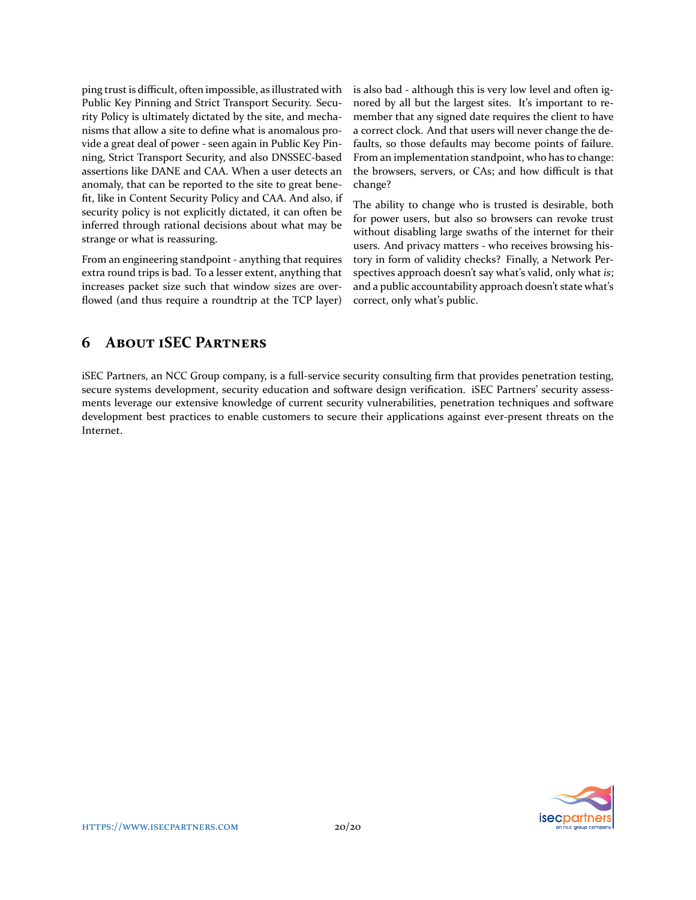ping trust is difficult, often impossible, as illustrated with Public Key Pinning and Strict Transport Security. Security Policy is ultimately dictated by the site, and mechanisms that allow a site to define what is anomalous provide a great deal of power - seen again in Public Key Pinning, Strict Transport Security, and also DNSSEC-based assertions like DANE and CAA. When a user detects an anomaly, that can be reported to the site to great benefit, like in Content Security Policy and CAA. And also, if security policy is not explicitly dictated, it can often be inferred through rational decisions about what may be strange or what is reassuring.

From an engineering standpoint - anything that requires extra round trips is bad. To a lesser extent, anything that increases packet size such that window sizes are overflowed (and thus require a roundtrip at the TCP layer) is also bad - although this is very low level and often ignored by all but the largest sites. It's important to remember that any signed date requires the client to have a correct clock. And that users will never change the defaults, so those defaults may become points of failure. From an implementation standpoint, who has to change: the browsers, servers, or CAs; and how difficult is that change?

The ability to change who is trusted is desirable, both for power users, but also so browsers can revoke trust without disabling large swaths of the internet for their users. And privacy matters - who receives browsing history in form of validity checks? Finally, a Network Perspectives approach doesn't say what's valid, only what *is*; and a public accountability approach doesn't state what's correct, only what's public.

# 6 About iSEC Partners

iSEC Partners, an NCC Group company, is a full-service security consulting firm that provides penetration testing, secure systems development, security education and software design verification. iSEC Partners' security assessments leverage our extensive knowledge of current security vulnerabilities, penetration techniques and software development best practices to enable customers to secure their applications against ever-present threats on the Internet.